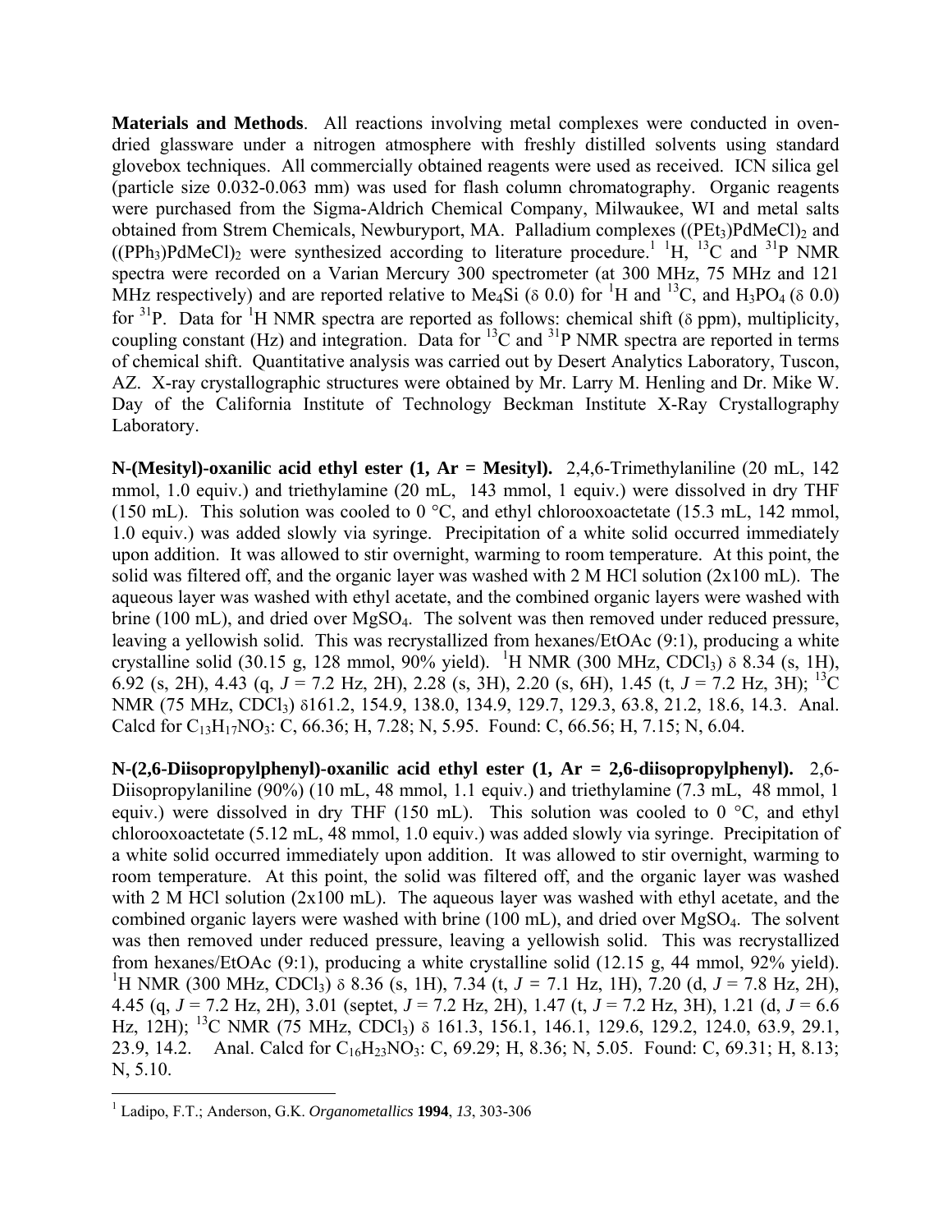**Materials and Methods**. All reactions involving metal complexes were conducted in oven-dried glassware under a nitrogen atmosphere with freshly distilled solvents using standard glovebox techniques. All commercially obtained reagents were used as received. ICN silica gel (particle size 0.032-0.063 mm) was used for flash column chromatography. Organic reagents were purchased from the Sigma-Aldrich Chemical Company, Milwaukee, WI and metal salts obtained from Strem Chemicals, Newburyport, MA. Palladium complexes $((PEt_3)PdMeCl)_2$ and $((PPh_3)PdMeCl)_2$ were synthesized according to literature procedure.[1] $^1H$, $^{13}C$ and $^{31}P$ NMR spectra were recorded on a Varian Mercury 300 spectrometer (at 300 MHz, 75 MHz and 121 MHz respectively) and are reported relative to $Me_4Si$ (δ 0.0) for $^1H$ and $^{13}C$, and $H_3PO_4$ (δ 0.0) for $^{31}P$. Data for $^1H$ NMR spectra are reported as follows: chemical shift (δ ppm), multiplicity, coupling constant (Hz) and integration. Data for $^{13}C$ and $^{31}P$ NMR spectra are reported in terms of chemical shift. Quantitative analysis was carried out by Desert Analytics Laboratory, Tuscon, AZ. X-ray crystallographic structures were obtained by Mr. Larry M. Henling and Dr. Mike W. Day of the California Institute of Technology Beckman Institute X-Ray Crystallography Laboratory.

**N-(Mesityl)-oxanilic acid ethyl ester (1, Ar = Mesityl).** 2,4,6-Trimethylaniline (20 mL, 142 mmol, 1.0 equiv.) and triethylamine (20 mL, 143 mmol, 1 equiv.) were dissolved in dry THF (150 mL). This solution was cooled to 0 °C, and ethyl chlorooxoactetate (15.3 mL, 142 mmol, 1.0 equiv.) was added slowly via syringe. Precipitation of a white solid occurred immediately upon addition. It was allowed to stir overnight, warming to room temperature. At this point, the solid was filtered off, and the organic layer was washed with 2 M HCl solution (2x100 mL). The aqueous layer was washed with ethyl acetate, and the combined organic layers were washed with brine (100 mL), and dried over $MgSO_4$. The solvent was then removed under reduced pressure, leaving a yellowish solid. This was recrystallized from hexanes/EtOAc (9:1), producing a white crystalline solid (30.15 g, 128 mmol, 90% yield). $^1H$ NMR (300 MHz, $CDCl_3$) δ 8.34 (s, 1H), 6.92 (s, 2H), 4.43 (q, $J$ = 7.2 Hz, 2H), 2.28 (s, 3H), 2.20 (s, 6H), 1.45 (t, $J$ = 7.2 Hz, 3H); $^{13}C$ NMR (75 MHz, $CDCl_3$) δ161.2, 154.9, 138.0, 134.9, 129.7, 129.3, 63.8, 21.2, 18.6, 14.3. Anal. Calcd for $C_{13}H_{17}NO_3$: C, 66.36; H, 7.28; N, 5.95. Found: C, 66.56; H, 7.15; N, 6.04.

**N-(2,6-Diisopropylphenyl)-oxanilic acid ethyl ester (1, Ar = 2,6-diisopropylphenyl).** 2,6-Diisopropylaniline (90%) (10 mL, 48 mmol, 1.1 equiv.) and triethylamine (7.3 mL, 48 mmol, 1 equiv.) were dissolved in dry THF (150 mL). This solution was cooled to 0 °C, and ethyl chlorooxoactetate (5.12 mL, 48 mmol, 1.0 equiv.) was added slowly via syringe. Precipitation of a white solid occurred immediately upon addition. It was allowed to stir overnight, warming to room temperature. At this point, the solid was filtered off, and the organic layer was washed with 2 M HCl solution (2x100 mL). The aqueous layer was washed with ethyl acetate, and the combined organic layers were washed with brine (100 mL), and dried over $MgSO_4$. The solvent was then removed under reduced pressure, leaving a yellowish solid. This was recrystallized from hexanes/EtOAc (9:1), producing a white crystalline solid (12.15 g, 44 mmol, 92% yield). $^1H$ NMR (300 MHz, $CDCl_3$) δ 8.36 (s, 1H), 7.34 (t, $J$ = 7.1 Hz, 1H), 7.20 (d, $J$ = 7.8 Hz, 2H), 4.45 (q, $J$ = 7.2 Hz, 2H), 3.01 (septet, $J$ = 7.2 Hz, 2H), 1.47 (t, $J$ = 7.2 Hz, 3H), 1.21 (d, $J$ = 6.6 Hz, 12H); $^{13}C$ NMR (75 MHz, $CDCl_3$) δ 161.3, 156.1, 146.1, 129.6, 129.2, 124.0, 63.9, 29.1, 23.9, 14.2. Anal. Calcd for $C_{16}H_{23}NO_3$: C, 69.29; H, 8.36; N, 5.05. Found: C, 69.31; H, 8.13; N, 5.10.

---

[1] Ladipo, F.T.; Anderson, G.K. *Organometallics* **1994**, *13*, 303-306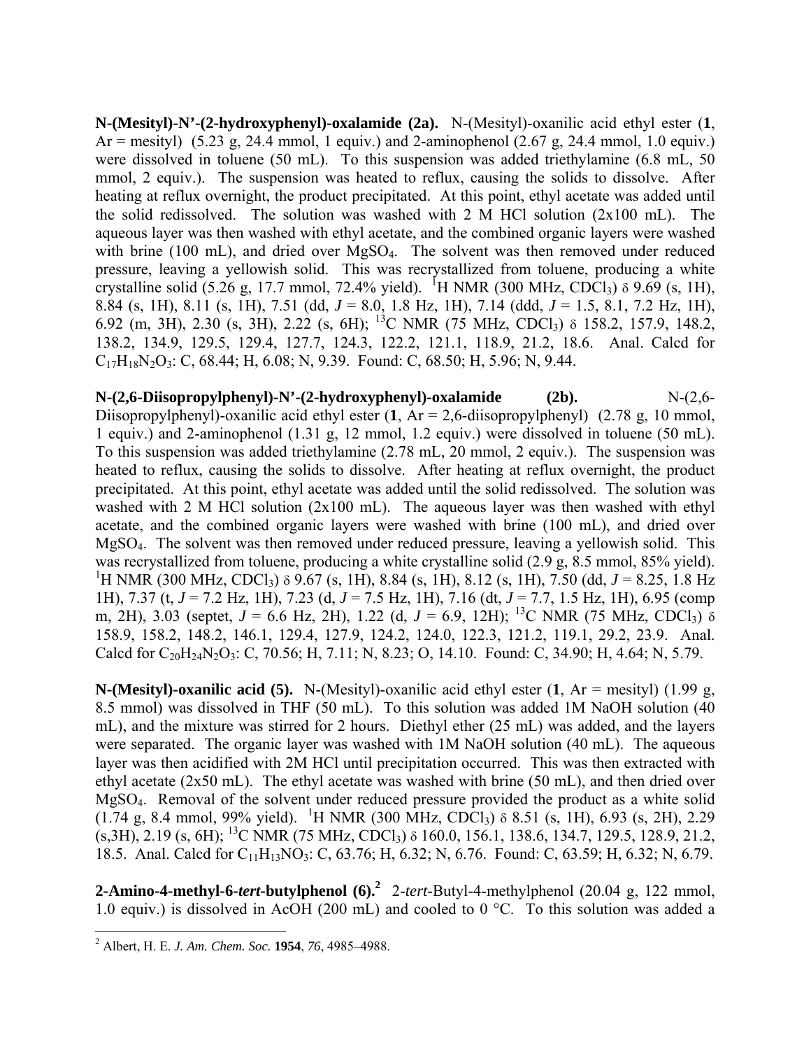**N-(Mesityl)-N'-(2-hydroxyphenyl)-oxalamide (2a).** N-(Mesityl)-oxanilic acid ethyl ester (**1**, Ar = mesityl) (5.23 g, 24.4 mmol, 1 equiv.) and 2-aminophenol (2.67 g, 24.4 mmol, 1.0 equiv.) were dissolved in toluene (50 mL). To this suspension was added triethylamine (6.8 mL, 50 mmol, 2 equiv.). The suspension was heated to reflux, causing the solids to dissolve. After heating at reflux overnight, the product precipitated. At this point, ethyl acetate was added until the solid redissolved. The solution was washed with 2 M HCl solution (2x100 mL). The aqueous layer was then washed with ethyl acetate, and the combined organic layers were washed with brine (100 mL), and dried over $MgSO_4$. The solvent was then removed under reduced pressure, leaving a yellowish solid. This was recrystallized from toluene, producing a white crystalline solid (5.26 g, 17.7 mmol, 72.4% yield). $^1$H NMR (300 MHz, $CDCl_3$) δ 9.69 (s, 1H), 8.84 (s, 1H), 8.11 (s, 1H), 7.51 (dd, *J* = 8.0, 1.8 Hz, 1H), 7.14 (ddd, *J* = 1.5, 8.1, 7.2 Hz, 1H), 6.92 (m, 3H), 2.30 (s, 3H), 2.22 (s, 6H); $^{13}$C NMR (75 MHz, $CDCl_3$) δ 158.2, 157.9, 148.2, 138.2, 134.9, 129.5, 129.4, 127.7, 124.3, 122.2, 121.1, 118.9, 21.2, 18.6. Anal. Calcd for $C_{17}H_{18}N_2O_3$: C, 68.44; H, 6.08; N, 9.39. Found: C, 68.50; H, 5.96; N, 9.44.

**N-(2,6-Diisopropylphenyl)-N'-(2-hydroxyphenyl)-oxalamide (2b).** N-(2,6-Diisopropylphenyl)-oxanilic acid ethyl ester (**1**, Ar = 2,6-diisopropylphenyl) (2.78 g, 10 mmol, 1 equiv.) and 2-aminophenol (1.31 g, 12 mmol, 1.2 equiv.) were dissolved in toluene (50 mL). To this suspension was added triethylamine (2.78 mL, 20 mmol, 2 equiv.). The suspension was heated to reflux, causing the solids to dissolve. After heating at reflux overnight, the product precipitated. At this point, ethyl acetate was added until the solid redissolved. The solution was washed with 2 M HCl solution (2x100 mL). The aqueous layer was then washed with ethyl acetate, and the combined organic layers were washed with brine (100 mL), and dried over $MgSO_4$. The solvent was then removed under reduced pressure, leaving a yellowish solid. This was recrystallized from toluene, producing a white crystalline solid (2.9 g, 8.5 mmol, 85% yield). $^1$H NMR (300 MHz, $CDCl_3$) δ 9.67 (s, 1H), 8.84 (s, 1H), 8.12 (s, 1H), 7.50 (dd, *J* = 8.25, 1.8 Hz 1H), 7.37 (t, *J* = 7.2 Hz, 1H), 7.23 (d, *J* = 7.5 Hz, 1H), 7.16 (dt, *J* = 7.7, 1.5 Hz, 1H), 6.95 (comp m, 2H), 3.03 (septet, *J* = 6.6 Hz, 2H), 1.22 (d, *J* = 6.9, 12H); $^{13}$C NMR (75 MHz, $CDCl_3$) δ 158.9, 158.2, 148.2, 146.1, 129.4, 127.9, 124.2, 124.0, 122.3, 121.2, 119.1, 29.2, 23.9. Anal. Calcd for $C_{20}H_{24}N_2O_3$: C, 70.56; H, 7.11; N, 8.23; O, 14.10. Found: C, 34.90; H, 4.64; N, 5.79.

**N-(Mesityl)-oxanilic acid (5).** N-(Mesityl)-oxanilic acid ethyl ester (**1**, Ar = mesityl) (1.99 g, 8.5 mmol) was dissolved in THF (50 mL). To this solution was added 1M NaOH solution (40 mL), and the mixture was stirred for 2 hours. Diethyl ether (25 mL) was added, and the layers were separated. The organic layer was washed with 1M NaOH solution (40 mL). The aqueous layer was then acidified with 2M HCl until precipitation occurred. This was then extracted with ethyl acetate (2x50 mL). The ethyl acetate was washed with brine (50 mL), and then dried over $MgSO_4$. Removal of the solvent under reduced pressure provided the product as a white solid (1.74 g, 8.4 mmol, 99% yield). $^1$H NMR (300 MHz, $CDCl_3$) δ 8.51 (s, 1H), 6.93 (s, 2H), 2.29 (s,3H), 2.19 (s, 6H); $^{13}$C NMR (75 MHz, $CDCl_3$) δ 160.0, 156.1, 138.6, 134.7, 129.5, 128.9, 21.2, 18.5. Anal. Calcd for $C_{11}H_{13}NO_3$: C, 63.76; H, 6.32; N, 6.76. Found: C, 63.59; H, 6.32; N, 6.79.

**2-Amino-4-methyl-6-*tert*-butylphenol (6).**[2] 2-*tert*-Butyl-4-methylphenol (20.04 g, 122 mmol, 1.0 equiv.) is dissolved in AcOH (200 mL) and cooled to 0 °C. To this solution was added a

[2] Albert, H. E. *J. Am. Chem. Soc.* **1954**, *76*, 4985–4988.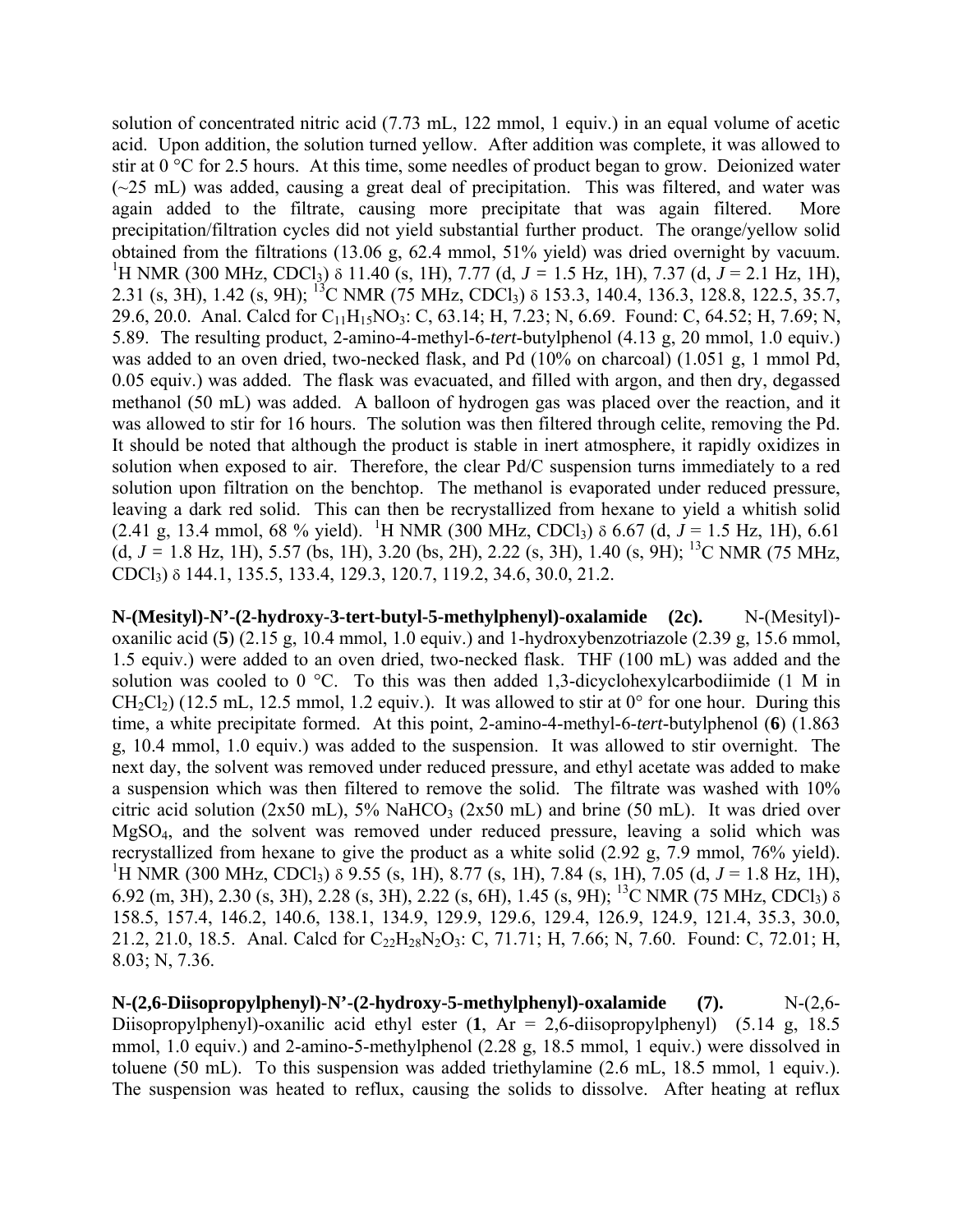solution of concentrated nitric acid (7.73 mL, 122 mmol, 1 equiv.) in an equal volume of acetic acid. Upon addition, the solution turned yellow. After addition was complete, it was allowed to stir at 0 °C for 2.5 hours. At this time, some needles of product began to grow. Deionized water (~25 mL) was added, causing a great deal of precipitation. This was filtered, and water was again added to the filtrate, causing more precipitate that was again filtered. More precipitation/filtration cycles did not yield substantial further product. The orange/yellow solid obtained from the filtrations (13.06 g, 62.4 mmol, 51% yield) was dried overnight by vacuum. $^{1}$H NMR (300 MHz, $CDCl_3$) δ 11.40 (s, 1H), 7.77 (d, *J* = 1.5 Hz, 1H), 7.37 (d, *J* = 2.1 Hz, 1H), 2.31 (s, 3H), 1.42 (s, 9H); $^{13}$C NMR (75 MHz, $CDCl_3$) δ 153.3, 140.4, 136.3, 128.8, 122.5, 35.7, 29.6, 20.0. Anal. Calcd for $C_{11}H_{15}NO_3$: C, 63.14; H, 7.23; N, 6.69. Found: C, 64.52; H, 7.69; N, 5.89. The resulting product, 2-amino-4-methyl-6-*tert*-butylphenol (4.13 g, 20 mmol, 1.0 equiv.) was added to an oven dried, two-necked flask, and Pd (10% on charcoal) (1.051 g, 1 mmol Pd, 0.05 equiv.) was added. The flask was evacuated, and filled with argon, and then dry, degassed methanol (50 mL) was added. A balloon of hydrogen gas was placed over the reaction, and it was allowed to stir for 16 hours. The solution was then filtered through celite, removing the Pd. It should be noted that although the product is stable in inert atmosphere, it rapidly oxidizes in solution when exposed to air. Therefore, the clear Pd/C suspension turns immediately to a red solution upon filtration on the benchtop. The methanol is evaporated under reduced pressure, leaving a dark red solid. This can then be recrystallized from hexane to yield a whitish solid (2.41 g, 13.4 mmol, 68 % yield). $^{1}$H NMR (300 MHz, $CDCl_3$) δ 6.67 (d, *J* = 1.5 Hz, 1H), 6.61 (d, *J* = 1.8 Hz, 1H), 5.57 (bs, 1H), 3.20 (bs, 2H), 2.22 (s, 3H), 1.40 (s, 9H); $^{13}$C NMR (75 MHz, $CDCl_3$) δ 144.1, 135.5, 133.4, 129.3, 120.7, 119.2, 34.6, 30.0, 21.2.

**N-(Mesityl)-N'-(2-hydroxy-3-tert-butyl-5-methylphenyl)-oxalamide (2c).** N-(Mesityl)-oxanilic acid (**5**) (2.15 g, 10.4 mmol, 1.0 equiv.) and 1-hydroxybenzotriazole (2.39 g, 15.6 mmol, 1.5 equiv.) were added to an oven dried, two-necked flask. THF (100 mL) was added and the solution was cooled to 0 °C. To this was then added 1,3-dicyclohexylcarbodiimide (1 M in $CH_2Cl_2$) (12.5 mL, 12.5 mmol, 1.2 equiv.). It was allowed to stir at 0° for one hour. During this time, a white precipitate formed. At this point, 2-amino-4-methyl-6-*tert*-butylphenol (**6**) (1.863 g, 10.4 mmol, 1.0 equiv.) was added to the suspension. It was allowed to stir overnight. The next day, the solvent was removed under reduced pressure, and ethyl acetate was added to make a suspension which was then filtered to remove the solid. The filtrate was washed with 10% citric acid solution (2x50 mL), 5% $NaHCO_3$ (2x50 mL) and brine (50 mL). It was dried over $MgSO_4$, and the solvent was removed under reduced pressure, leaving a solid which was recrystallized from hexane to give the product as a white solid (2.92 g, 7.9 mmol, 76% yield). $^{1}$H NMR (300 MHz, $CDCl_3$) δ 9.55 (s, 1H), 8.77 (s, 1H), 7.84 (s, 1H), 7.05 (d, *J* = 1.8 Hz, 1H), 6.92 (m, 3H), 2.30 (s, 3H), 2.28 (s, 3H), 2.22 (s, 6H), 1.45 (s, 9H); $^{13}$C NMR (75 MHz, $CDCl_3$) δ 158.5, 157.4, 146.2, 140.6, 138.1, 134.9, 129.9, 129.6, 129.4, 126.9, 124.9, 121.4, 35.3, 30.0, 21.2, 21.0, 18.5. Anal. Calcd for $C_{22}H_{28}N_2O_3$: C, 71.71; H, 7.66; N, 7.60. Found: C, 72.01; H, 8.03; N, 7.36.

**N-(2,6-Diisopropylphenyl)-N'-(2-hydroxy-5-methylphenyl)-oxalamide (7).** N-(2,6-Diisopropylphenyl)-oxanilic acid ethyl ester (**1**, Ar = 2,6-diisopropylphenyl) (5.14 g, 18.5 mmol, 1.0 equiv.) and 2-amino-5-methylphenol (2.28 g, 18.5 mmol, 1 equiv.) were dissolved in toluene (50 mL). To this suspension was added triethylamine (2.6 mL, 18.5 mmol, 1 equiv.). The suspension was heated to reflux, causing the solids to dissolve. After heating at reflux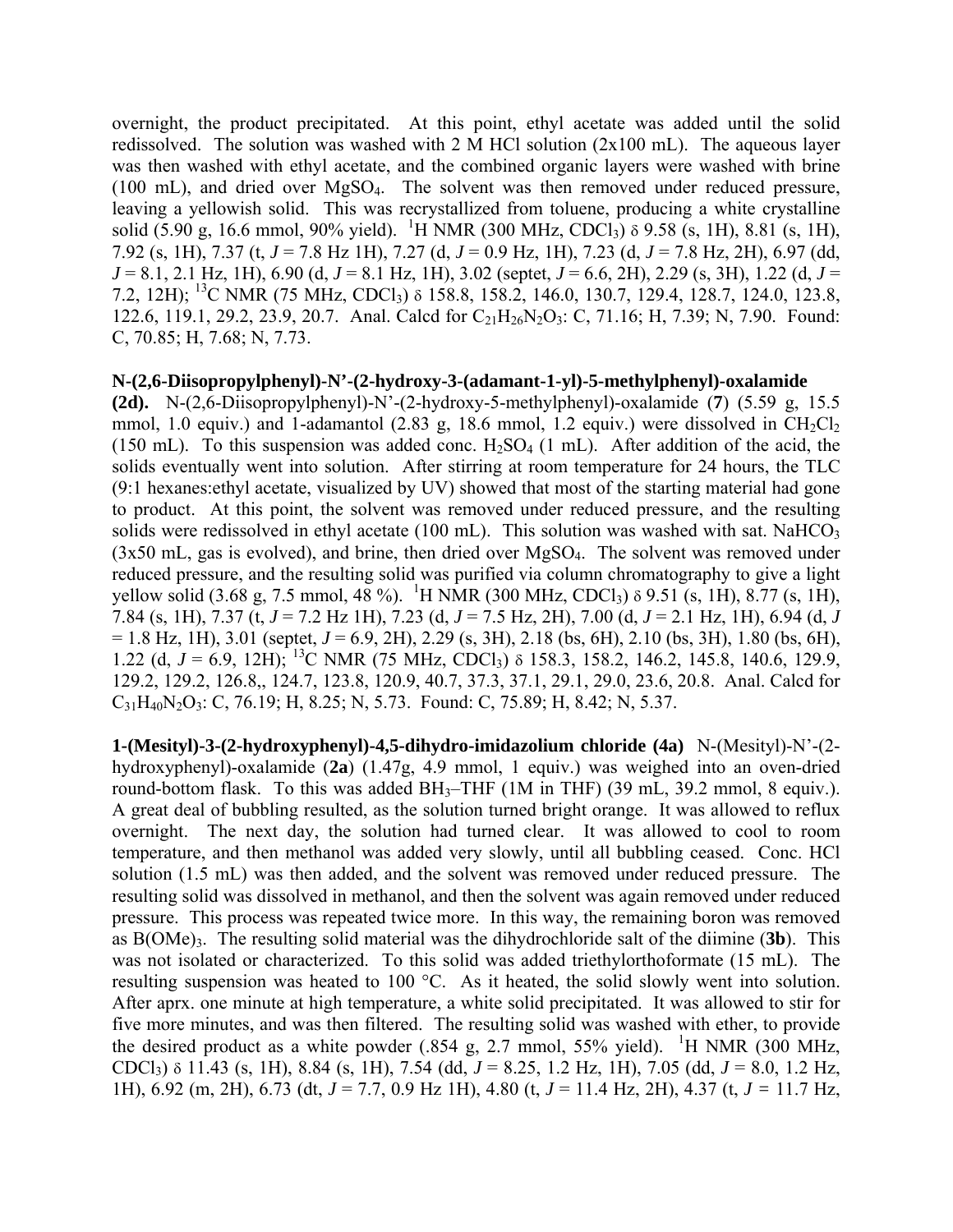overnight, the product precipitated. At this point, ethyl acetate was added until the solid redissolved. The solution was washed with 2 M HCl solution (2x100 mL). The aqueous layer was then washed with ethyl acetate, and the combined organic layers were washed with brine (100 mL), and dried over $MgSO_4$. The solvent was then removed under reduced pressure, leaving a yellowish solid. This was recrystallized from toluene, producing a white crystalline solid (5.90 g, 16.6 mmol, 90% yield). $^1$H NMR (300 MHz, $CDCl_3$) δ 9.58 (s, 1H), 8.81 (s, 1H), 7.92 (s, 1H), 7.37 (t, *J* = 7.8 Hz 1H), 7.27 (d, *J* = 0.9 Hz, 1H), 7.23 (d, *J* = 7.8 Hz, 2H), 6.97 (dd, *J* = 8.1, 2.1 Hz, 1H), 6.90 (d, *J* = 8.1 Hz, 1H), 3.02 (septet, *J* = 6.6, 2H), 2.29 (s, 3H), 1.22 (d, *J* = 7.2, 12H); $^{13}$C NMR (75 MHz, $CDCl_3$) δ 158.8, 158.2, 146.0, 130.7, 129.4, 128.7, 124.0, 123.8, 122.6, 119.1, 29.2, 23.9, 20.7. Anal. Calcd for $C_{21}H_{26}N_2O_3$: C, 71.16; H, 7.39; N, 7.90. Found: C, 70.85; H, 7.68; N, 7.73.

**N-(2,6-Diisopropylphenyl)-N'-(2-hydroxy-3-(adamant-1-yl)-5-methylphenyl)-oxalamide (2d).** N-(2,6-Diisopropylphenyl)-N'-(2-hydroxy-5-methylphenyl)-oxalamide (**7**) (5.59 g, 15.5 mmol, 1.0 equiv.) and 1-adamantol (2.83 g, 18.6 mmol, 1.2 equiv.) were dissolved in $CH_2Cl_2$ (150 mL). To this suspension was added conc. $H_2SO_4$ (1 mL). After addition of the acid, the solids eventually went into solution. After stirring at room temperature for 24 hours, the TLC (9:1 hexanes:ethyl acetate, visualized by UV) showed that most of the starting material had gone to product. At this point, the solvent was removed under reduced pressure, and the resulting solids were redissolved in ethyl acetate (100 mL). This solution was washed with sat. $NaHCO_3$ (3x50 mL, gas is evolved), and brine, then dried over $MgSO_4$. The solvent was removed under reduced pressure, and the resulting solid was purified via column chromatography to give a light yellow solid (3.68 g, 7.5 mmol, 48 %). $^1$H NMR (300 MHz, $CDCl_3$) δ 9.51 (s, 1H), 8.77 (s, 1H), 7.84 (s, 1H), 7.37 (t, *J* = 7.2 Hz 1H), 7.23 (d, *J* = 7.5 Hz, 2H), 7.00 (d, *J* = 2.1 Hz, 1H), 6.94 (d, *J* = 1.8 Hz, 1H), 3.01 (septet, *J* = 6.9, 2H), 2.29 (s, 3H), 2.18 (bs, 6H), 2.10 (bs, 3H), 1.80 (bs, 6H), 1.22 (d, *J* = 6.9, 12H); $^{13}$C NMR (75 MHz, $CDCl_3$) δ 158.3, 158.2, 146.2, 145.8, 140.6, 129.9, 129.2, 129.2, 126.8,, 124.7, 123.8, 120.9, 40.7, 37.3, 37.1, 29.1, 29.0, 23.6, 20.8. Anal. Calcd for $C_{31}H_{40}N_2O_3$: C, 76.19; H, 8.25; N, 5.73. Found: C, 75.89; H, 8.42; N, 5.37.

**1-(Mesityl)-3-(2-hydroxyphenyl)-4,5-dihydro-imidazolium chloride (4a)** N-(Mesityl)-N'-(2-hydroxyphenyl)-oxalamide (**2a**) (1.47g, 4.9 mmol, 1 equiv.) was weighed into an oven-dried round-bottom flask. To this was added $BH_3$–THF (1M in THF) (39 mL, 39.2 mmol, 8 equiv.). A great deal of bubbling resulted, as the solution turned bright orange. It was allowed to reflux overnight. The next day, the solution had turned clear. It was allowed to cool to room temperature, and then methanol was added very slowly, until all bubbling ceased. Conc. HCl solution (1.5 mL) was then added, and the solvent was removed under reduced pressure. The resulting solid was dissolved in methanol, and then the solvent was again removed under reduced pressure. This process was repeated twice more. In this way, the remaining boron was removed as $B(OMe)_3$. The resulting solid material was the dihydrochloride salt of the diimine (**3b**). This was not isolated or characterized. To this solid was added triethylorthoformate (15 mL). The resulting suspension was heated to 100 °C. As it heated, the solid slowly went into solution. After aprx. one minute at high temperature, a white solid precipitated. It was allowed to stir for five more minutes, and was then filtered. The resulting solid was washed with ether, to provide the desired product as a white powder (.854 g, 2.7 mmol, 55% yield). $^1$H NMR (300 MHz, $CDCl_3$) δ 11.43 (s, 1H), 8.84 (s, 1H), 7.54 (dd, *J* = 8.25, 1.2 Hz, 1H), 7.05 (dd, *J* = 8.0, 1.2 Hz, 1H), 6.92 (m, 2H), 6.73 (dt, *J* = 7.7, 0.9 Hz 1H), 4.80 (t, *J* = 11.4 Hz, 2H), 4.37 (t, *J* = 11.7 Hz,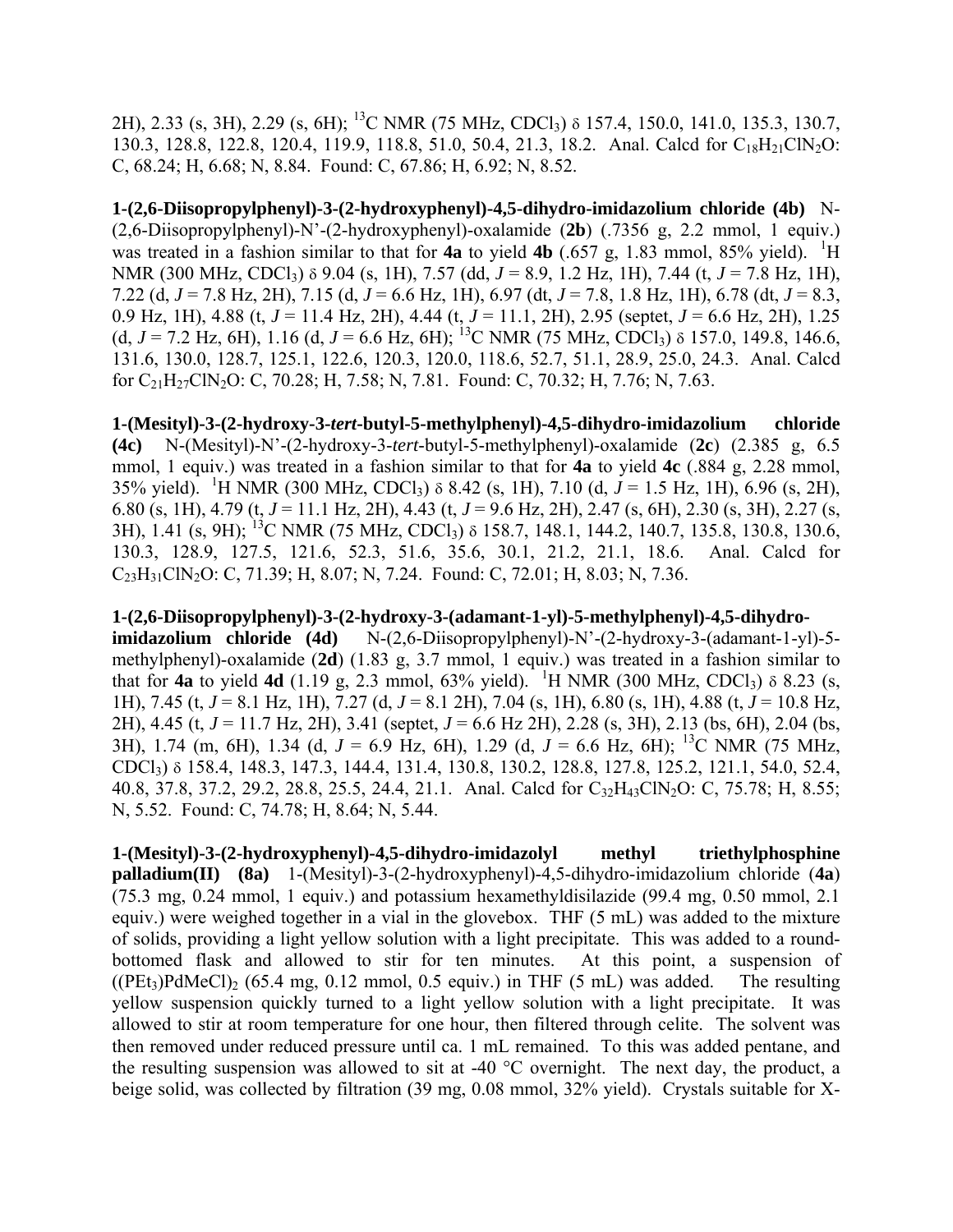2H), 2.33 (s, 3H), 2.29 (s, 6H); $^{13}$C NMR (75 MHz, $CDCl_3$) δ 157.4, 150.0, 141.0, 135.3, 130.7, 130.3, 128.8, 122.8, 120.4, 119.9, 118.8, 51.0, 50.4, 21.3, 18.2. Anal. Calcd for $C_{18}H_{21}ClN_2O$: C, 68.24; H, 6.68; N, 8.84. Found: C, 67.86; H, 6.92; N, 8.52.

**1-(2,6-Diisopropylphenyl)-3-(2-hydroxyphenyl)-4,5-dihydro-imidazolium chloride (4b)** N-(2,6-Diisopropylphenyl)-N'-(2-hydroxyphenyl)-oxalamide (**2b**) (.7356 g, 2.2 mmol, 1 equiv.) was treated in a fashion similar to that for **4a** to yield **4b** (.657 g, 1.83 mmol, 85% yield). $^{1}$H NMR (300 MHz, $CDCl_3$) δ 9.04 (s, 1H), 7.57 (dd, *J* = 8.9, 1.2 Hz, 1H), 7.44 (t, *J* = 7.8 Hz, 1H), 7.22 (d, *J* = 7.8 Hz, 2H), 7.15 (d, *J* = 6.6 Hz, 1H), 6.97 (dt, *J* = 7.8, 1.8 Hz, 1H), 6.78 (dt, *J* = 8.3, 0.9 Hz, 1H), 4.88 (t, *J* = 11.4 Hz, 2H), 4.44 (t, *J* = 11.1, 2H), 2.95 (septet, *J* = 6.6 Hz, 2H), 1.25 (d, *J* = 7.2 Hz, 6H), 1.16 (d, *J* = 6.6 Hz, 6H); $^{13}$C NMR (75 MHz, $CDCl_3$) δ 157.0, 149.8, 146.6, 131.6, 130.0, 128.7, 125.1, 122.6, 120.3, 120.0, 118.6, 52.7, 51.1, 28.9, 25.0, 24.3. Anal. Calcd for $C_{21}H_{27}ClN_2O$: C, 70.28; H, 7.58; N, 7.81. Found: C, 70.32; H, 7.76; N, 7.63.

**1-(Mesityl)-3-(2-hydroxy-3-*tert*-butyl-5-methylphenyl)-4,5-dihydro-imidazolium chloride (4c)** N-(Mesityl)-N'-(2-hydroxy-3-*tert*-butyl-5-methylphenyl)-oxalamide (**2c**) (2.385 g, 6.5 mmol, 1 equiv.) was treated in a fashion similar to that for **4a** to yield **4c** (.884 g, 2.28 mmol, 35% yield). $^{1}$H NMR (300 MHz, $CDCl_3$) δ 8.42 (s, 1H), 7.10 (d, *J* = 1.5 Hz, 1H), 6.96 (s, 2H), 6.80 (s, 1H), 4.79 (t, *J* = 11.1 Hz, 2H), 4.43 (t, *J* = 9.6 Hz, 2H), 2.47 (s, 6H), 2.30 (s, 3H), 2.27 (s, 3H), 1.41 (s, 9H); $^{13}$C NMR (75 MHz, $CDCl_3$) δ 158.7, 148.1, 144.2, 140.7, 135.8, 130.8, 130.6, 130.3, 128.9, 127.5, 121.6, 52.3, 51.6, 35.6, 30.1, 21.2, 21.1, 18.6. Anal. Calcd for $C_{23}H_{31}ClN_2O$: C, 71.39; H, 8.07; N, 7.24. Found: C, 72.01; H, 8.03; N, 7.36.

**1-(2,6-Diisopropylphenyl)-3-(2-hydroxy-3-(adamant-1-yl)-5-methylphenyl)-4,5-dihydro-imidazolium chloride (4d)** N-(2,6-Diisopropylphenyl)-N'-(2-hydroxy-3-(adamant-1-yl)-5-methylphenyl)-oxalamide (**2d**) (1.83 g, 3.7 mmol, 1 equiv.) was treated in a fashion similar to that for **4a** to yield **4d** (1.19 g, 2.3 mmol, 63% yield). $^{1}$H NMR (300 MHz, $CDCl_3$) δ 8.23 (s, 1H), 7.45 (t, *J* = 8.1 Hz, 1H), 7.27 (d, *J* = 8.1 2H), 7.04 (s, 1H), 6.80 (s, 1H), 4.88 (t, *J* = 10.8 Hz, 2H), 4.45 (t, *J* = 11.7 Hz, 2H), 3.41 (septet, *J* = 6.6 Hz 2H), 2.28 (s, 3H), 2.13 (bs, 6H), 2.04 (bs, 3H), 1.74 (m, 6H), 1.34 (d, *J* = 6.9 Hz, 6H), 1.29 (d, *J* = 6.6 Hz, 6H); $^{13}$C NMR (75 MHz, $CDCl_3$) δ 158.4, 148.3, 147.3, 144.4, 131.4, 130.8, 130.2, 128.8, 127.8, 125.2, 121.1, 54.0, 52.4, 40.8, 37.8, 37.2, 29.2, 28.8, 25.5, 24.4, 21.1. Anal. Calcd for $C_{32}H_{43}ClN_2O$: C, 75.78; H, 8.55; N, 5.52. Found: C, 74.78; H, 8.64; N, 5.44.

**1-(Mesityl)-3-(2-hydroxyphenyl)-4,5-dihydro-imidazolyl methyl triethylphosphine palladium(II) (8a)** 1-(Mesityl)-3-(2-hydroxyphenyl)-4,5-dihydro-imidazolium chloride (**4a**) (75.3 mg, 0.24 mmol, 1 equiv.) and potassium hexamethyldisilazide (99.4 mg, 0.50 mmol, 2.1 equiv.) were weighed together in a vial in the glovebox. THF (5 mL) was added to the mixture of solids, providing a light yellow solution with a light precipitate. This was added to a round-bottomed flask and allowed to stir for ten minutes. At this point, a suspension of $((PEt_3)PdMeCl)_2$ (65.4 mg, 0.12 mmol, 0.5 equiv.) in THF (5 mL) was added. The resulting yellow suspension quickly turned to a light yellow solution with a light precipitate. It was allowed to stir at room temperature for one hour, then filtered through celite. The solvent was then removed under reduced pressure until ca. 1 mL remained. To this was added pentane, and the resulting suspension was allowed to sit at -40 °C overnight. The next day, the product, a beige solid, was collected by filtration (39 mg, 0.08 mmol, 32% yield). Crystals suitable for X-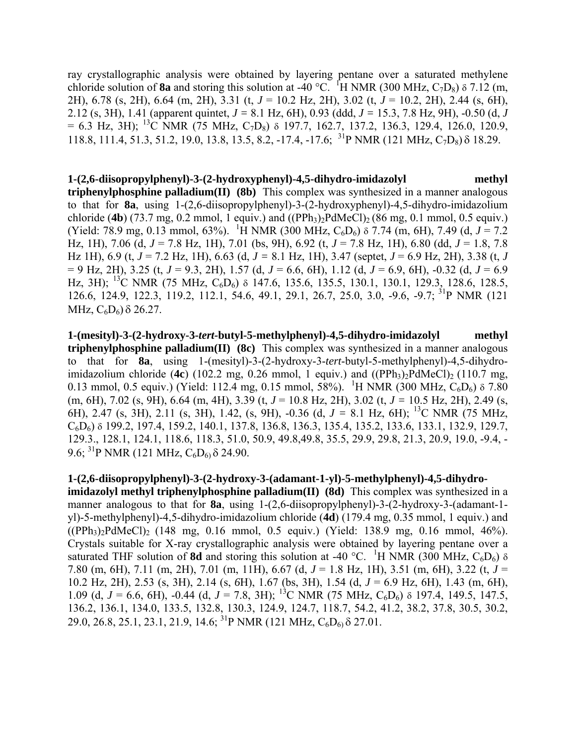ray crystallographic analysis were obtained by layering pentane over a saturated methylene chloride solution of **8a** and storing this solution at -40 °C. $^{1}$H NMR (300 MHz, $C_7D_8$) δ 7.12 (m, 2H), 6.78 (s, 2H), 6.64 (m, 2H), 3.31 (t, *J* = 10.2 Hz, 2H), 3.02 (t, *J* = 10.2, 2H), 2.44 (s, 6H), 2.12 (s, 3H), 1.41 (apparent quintet, *J* = 8.1 Hz, 6H), 0.93 (ddd, *J* = 15.3, 7.8 Hz, 9H), -0.50 (d, *J* = 6.3 Hz, 3H); $^{13}$C NMR (75 MHz, $C_7D_8$) δ 197.7, 162.7, 137.2, 136.3, 129.4, 126.0, 120.9, 118.8, 111.4, 51.3, 51.2, 19.0, 13.8, 13.5, 8.2, -17.4, -17.6; $^{31}$P NMR (121 MHz, $C_7D_8$) δ 18.29.

**1-(2,6-diisopropylphenyl)-3-(2-hydroxyphenyl)-4,5-dihydro-imidazolyl methyl triphenylphosphine palladium(II) (8b)** This complex was synthesized in a manner analogous to that for **8a**, using 1-(2,6-diisopropylphenyl)-3-(2-hydroxyphenyl)-4,5-dihydro-imidazolium chloride (**4b**) (73.7 mg, 0.2 mmol, 1 equiv.) and $((PPh_3)_2PdMeCl)_2$ (86 mg, 0.1 mmol, 0.5 equiv.) (Yield: 78.9 mg, 0.13 mmol, 63%). $^{1}$H NMR (300 MHz, $C_6D_6$) δ 7.74 (m, 6H), 7.49 (d, *J* = 7.2 Hz, 1H), 7.06 (d, *J* = 7.8 Hz, 1H), 7.01 (bs, 9H), 6.92 (t, *J* = 7.8 Hz, 1H), 6.80 (dd, *J* = 1.8, 7.8 Hz 1H), 6.9 (t, *J* = 7.2 Hz, 1H), 6.63 (d, *J* = 8.1 Hz, 1H), 3.47 (septet, *J* = 6.9 Hz, 2H), 3.38 (t, *J* = 9 Hz, 2H), 3.25 (t, *J* = 9.3, 2H), 1.57 (d, *J* = 6.6, 6H), 1.12 (d, *J* = 6.9, 6H), -0.32 (d, *J* = 6.9 Hz, 3H); $^{13}$C NMR (75 MHz, $C_6D_6$) δ 147.6, 135.6, 135.5, 130.1, 130.1, 129.3, 128.6, 128.5, 126.6, 124.9, 122.3, 119.2, 112.1, 54.6, 49.1, 29.1, 26.7, 25.0, 3.0, -9.6, -9.7; $^{31}$P NMR (121 MHz, $C_6D_6$) δ 26.27.

**1-(mesityl)-3-(2-hydroxy-3-*tert*-butyl-5-methylphenyl)-4,5-dihydro-imidazolyl methyl triphenylphosphine palladium(II) (8c)** This complex was synthesized in a manner analogous to that for **8a**, using 1-(mesityl)-3-(2-hydroxy-3-*tert*-butyl-5-methylphenyl)-4,5-dihydro-imidazolium chloride (**4c**) (102.2 mg, 0.26 mmol, 1 equiv.) and $((PPh_3)_2PdMeCl)_2$ (110.7 mg, 0.13 mmol, 0.5 equiv.) (Yield: 112.4 mg, 0.15 mmol, 58%). $^{1}$H NMR (300 MHz, $C_6D_6$) δ 7.80 (m, 6H), 7.02 (s, 9H), 6.64 (m, 4H), 3.39 (t, *J* = 10.8 Hz, 2H), 3.02 (t, *J* = 10.5 Hz, 2H), 2.49 (s, 6H), 2.47 (s, 3H), 2.11 (s, 3H), 1.42, (s, 9H), -0.36 (d, *J* = 8.1 Hz, 6H); $^{13}$C NMR (75 MHz, $C_6D_6$) δ 199.2, 197.4, 159.2, 140.1, 137.8, 136.8, 136.3, 135.4, 135.2, 133.6, 133.1, 132.9, 129.7, 129.3., 128.1, 124.1, 118.6, 118.3, 51.0, 50.9, 49.8,49.8, 35.5, 29.9, 29.8, 21.3, 20.9, 19.0, -9.4, -9.6; $^{31}$P NMR (121 MHz, $C_6D_6$) δ 24.90.

**1-(2,6-diisopropylphenyl)-3-(2-hydroxy-3-(adamant-1-yl)-5-methylphenyl)-4,5-dihydro-imidazolyl methyl triphenylphosphine palladium(II) (8d)** This complex was synthesized in a manner analogous to that for **8a**, using 1-(2,6-diisopropylphenyl)-3-(2-hydroxy-3-(adamant-1-yl)-5-methylphenyl)-4,5-dihydro-imidazolium chloride (**4d**) (179.4 mg, 0.35 mmol, 1 equiv.) and $((PPh_3)_2PdMeCl)_2$ (148 mg, 0.16 mmol, 0.5 equiv.) (Yield: 138.9 mg, 0.16 mmol, 46%). Crystals suitable for X-ray crystallographic analysis were obtained by layering pentane over a saturated THF solution of **8d** and storing this solution at -40 °C. $^{1}$H NMR (300 MHz, $C_6D_6$) δ 7.80 (m, 6H), 7.11 (m, 2H), 7.01 (m, 11H), 6.67 (d, *J* = 1.8 Hz, 1H), 3.51 (m, 6H), 3.22 (t, *J* = 10.2 Hz, 2H), 2.53 (s, 3H), 2.14 (s, 6H), 1.67 (bs, 3H), 1.54 (d, *J* = 6.9 Hz, 6H), 1.43 (m, 6H), 1.09 (d, *J* = 6.6, 6H), -0.44 (d, *J* = 7.8, 3H); $^{13}$C NMR (75 MHz, $C_6D_6$) δ 197.4, 149.5, 147.5, 136.2, 136.1, 134.0, 133.5, 132.8, 130.3, 124.9, 124.7, 118.7, 54.2, 41.2, 38.2, 37.8, 30.5, 30.2, 29.0, 26.8, 25.1, 23.1, 21.9, 14.6; $^{31}$P NMR (121 MHz, $C_6D_6$) δ 27.01.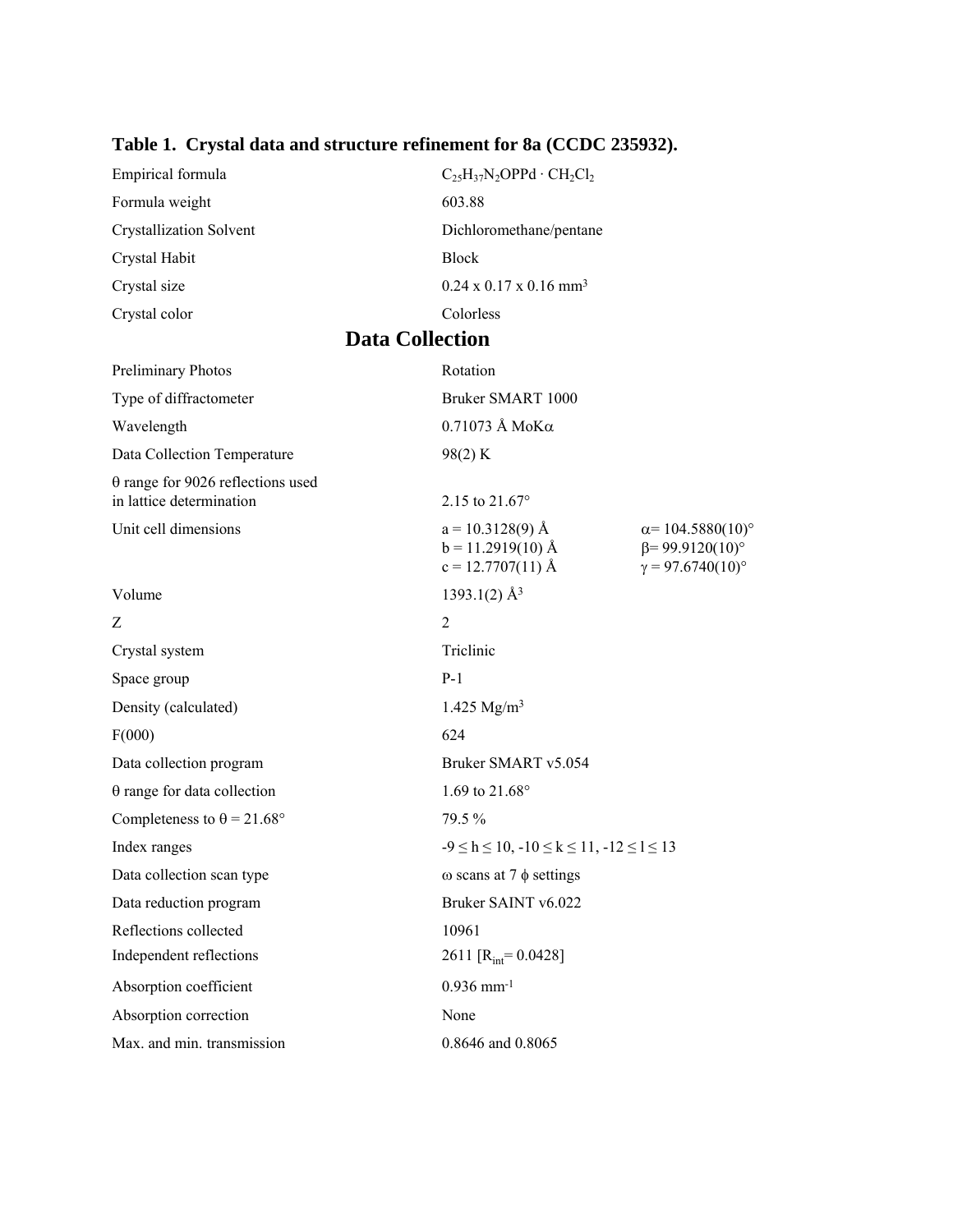**Table 1. Crystal data and structure refinement for 8a (CCDC 235932).**

| | |
|---|---|
| Empirical formula | $C_{25}H_{37}N_2OPPd \cdot CH_2Cl_2$ |
| Formula weight | 603.88 |
| Crystallization Solvent | Dichloromethane/pentane |
| Crystal Habit | Block |
| Crystal size | 0.24 x 0.17 x 0.16 mm$^3$ |
| Crystal color | Colorless |

## Data Collection

| | | |
|---|---|---|
| Preliminary Photos | Rotation | |
| Type of diffractometer | Bruker SMART 1000 | |
| Wavelength | 0.71073 Å MoK$\alpha$ | |
| Data Collection Temperature | 98(2) K | |
| $\theta$ range for 9026 reflections used in lattice determination | 2.15 to 21.67° | |
| Unit cell dimensions | a = 10.3128(9) Å | $\alpha$= 104.5880(10)° |
| | b = 11.2919(10) Å | $\beta$= 99.9120(10)° |
| | c = 12.7707(11) Å | $\gamma$ = 97.6740(10)° |
| Volume | 1393.1(2) Å$^3$ | |
| Z | 2 | |
| Crystal system | Triclinic | |
| Space group | P-1 | |
| Density (calculated) | 1.425 Mg/m$^3$ | |
| F(000) | 624 | |
| Data collection program | Bruker SMART v5.054 | |
| $\theta$ range for data collection | 1.69 to 21.68° | |
| Completeness to $\theta$ = 21.68° | 79.5 % | |
| Index ranges | $-9 \leq h \leq 10$, $-10 \leq k \leq 11$, $-12 \leq l \leq 13$ | |
| Data collection scan type | $\omega$ scans at 7 $\phi$ settings | |
| Data reduction program | Bruker SAINT v6.022 | |
| Reflections collected | 10961 | |
| Independent reflections | 2611 [$R_{int}$= 0.0428] | |
| Absorption coefficient | 0.936 mm$^{-1}$ | |
| Absorption correction | None | |
| Max. and min. transmission | 0.8646 and 0.8065 | |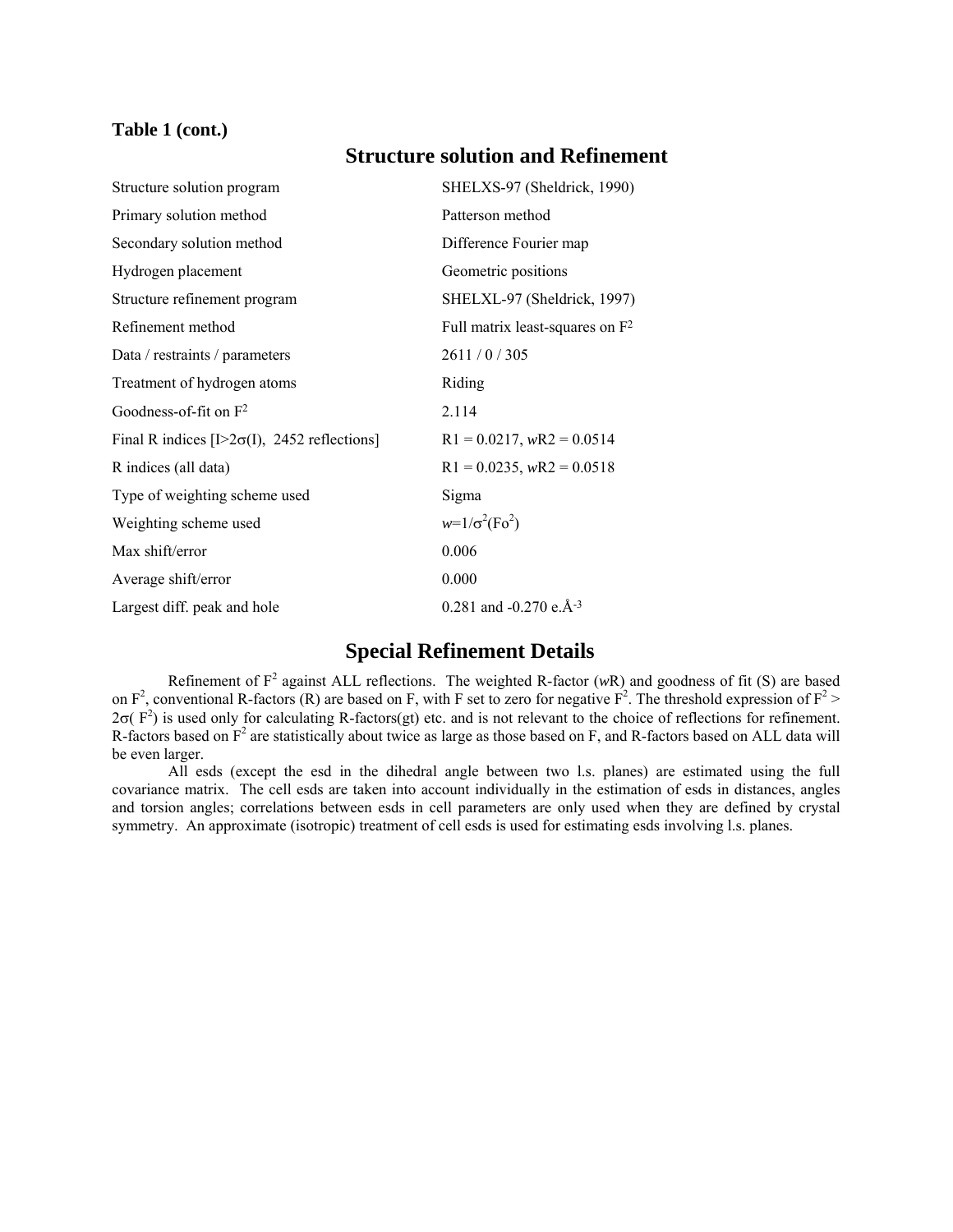**Table 1 (cont.)**

## Structure solution and Refinement

| | |
|---|---|
| Structure solution program | SHELXS-97 (Sheldrick, 1990) |
| Primary solution method | Patterson method |
| Secondary solution method | Difference Fourier map |
| Hydrogen placement | Geometric positions |
| Structure refinement program | SHELXL-97 (Sheldrick, 1997) |
| Refinement method | Full matrix least-squares on $F^2$ |
| Data / restraints / parameters | 2611 / 0 / 305 |
| Treatment of hydrogen atoms | Riding |
| Goodness-of-fit on $F^2$ | 2.114 |
| Final R indices [$I>2\sigma(I)$, 2452 reflections] | R1 = 0.0217, *w*R2 = 0.0514 |
| R indices (all data) | R1 = 0.0235, *w*R2 = 0.0518 |
| Type of weighting scheme used | Sigma |
| Weighting scheme used | $w=1/\sigma^2(Fo^2)$ |
| Max shift/error | 0.006 |
| Average shift/error | 0.000 |
| Largest diff. peak and hole | 0.281 and -0.270 e.Å$^{-3}$ |

## Special Refinement Details

Refinement of $F^2$ against ALL reflections. The weighted R-factor (*w*R) and goodness of fit (S) are based on $F^2$, conventional R-factors (R) are based on F, with F set to zero for negative $F^2$. The threshold expression of $F^2 > 2\sigma(F^2)$ is used only for calculating R-factors(gt) etc. and is not relevant to the choice of reflections for refinement. R-factors based on $F^2$ are statistically about twice as large as those based on F, and R-factors based on ALL data will be even larger.

All esds (except the esd in the dihedral angle between two l.s. planes) are estimated using the full covariance matrix. The cell esds are taken into account individually in the estimation of esds in distances, angles and torsion angles; correlations between esds in cell parameters are only used when they are defined by crystal symmetry. An approximate (isotropic) treatment of cell esds is used for estimating esds involving l.s. planes.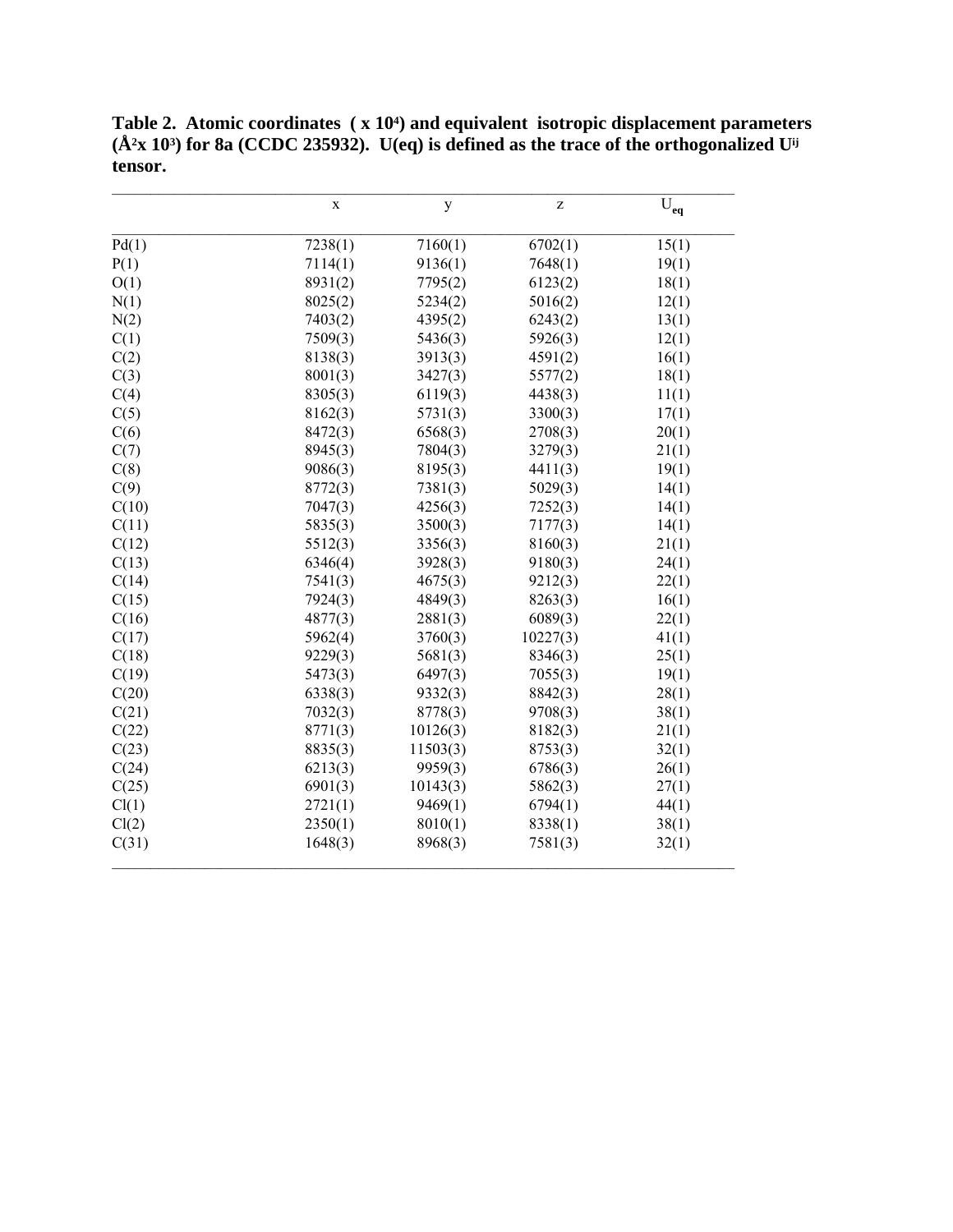**Table 2. Atomic coordinates ( x $10^4$) and equivalent isotropic displacement parameters ($Å^2$x $10^3$) for 8a (CCDC 235932). U(eq) is defined as the trace of the orthogonalized $U^{ij}$ tensor.**

| | x | y | z | $U_{eq}$ |
|---|---|---|---|---|
| Pd(1) | 7238(1) | 7160(1) | 6702(1) | 15(1) |
| P(1) | 7114(1) | 9136(1) | 7648(1) | 19(1) |
| O(1) | 8931(2) | 7795(2) | 6123(2) | 18(1) |
| N(1) | 8025(2) | 5234(2) | 5016(2) | 12(1) |
| N(2) | 7403(2) | 4395(2) | 6243(2) | 13(1) |
| C(1) | 7509(3) | 5436(3) | 5926(3) | 12(1) |
| C(2) | 8138(3) | 3913(3) | 4591(2) | 16(1) |
| C(3) | 8001(3) | 3427(3) | 5577(2) | 18(1) |
| C(4) | 8305(3) | 6119(3) | 4438(3) | 11(1) |
| C(5) | 8162(3) | 5731(3) | 3300(3) | 17(1) |
| C(6) | 8472(3) | 6568(3) | 2708(3) | 20(1) |
| C(7) | 8945(3) | 7804(3) | 3279(3) | 21(1) |
| C(8) | 9086(3) | 8195(3) | 4411(3) | 19(1) |
| C(9) | 8772(3) | 7381(3) | 5029(3) | 14(1) |
| C(10) | 7047(3) | 4256(3) | 7252(3) | 14(1) |
| C(11) | 5835(3) | 3500(3) | 7177(3) | 14(1) |
| C(12) | 5512(3) | 3356(3) | 8160(3) | 21(1) |
| C(13) | 6346(4) | 3928(3) | 9180(3) | 24(1) |
| C(14) | 7541(3) | 4675(3) | 9212(3) | 22(1) |
| C(15) | 7924(3) | 4849(3) | 8263(3) | 16(1) |
| C(16) | 4877(3) | 2881(3) | 6089(3) | 22(1) |
| C(17) | 5962(4) | 3760(3) | 10227(3) | 41(1) |
| C(18) | 9229(3) | 5681(3) | 8346(3) | 25(1) |
| C(19) | 5473(3) | 6497(3) | 7055(3) | 19(1) |
| C(20) | 6338(3) | 9332(3) | 8842(3) | 28(1) |
| C(21) | 7032(3) | 8778(3) | 9708(3) | 38(1) |
| C(22) | 8771(3) | 10126(3) | 8182(3) | 21(1) |
| C(23) | 8835(3) | 11503(3) | 8753(3) | 32(1) |
| C(24) | 6213(3) | 9959(3) | 6786(3) | 26(1) |
| C(25) | 6901(3) | 10143(3) | 5862(3) | 27(1) |
| Cl(1) | 2721(1) | 9469(1) | 6794(1) | 44(1) |
| Cl(2) | 2350(1) | 8010(1) | 8338(1) | 38(1) |
| C(31) | 1648(3) | 8968(3) | 7581(3) | 32(1) |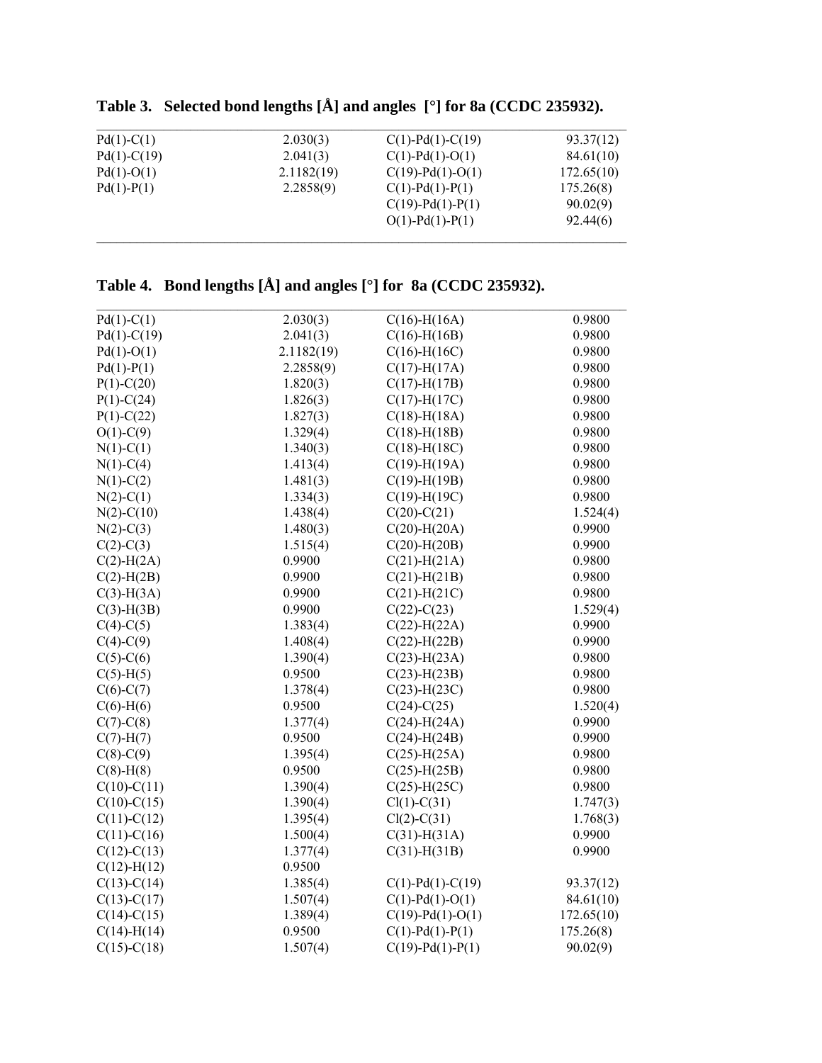**Table 3. Selected bond lengths [Å] and angles [°] for 8a (CCDC 235932).**

| | | | |
|---|---|---|---|
| Pd(1)-C(1) | 2.030(3) | C(1)-Pd(1)-C(19) | 93.37(12) |
| Pd(1)-C(19) | 2.041(3) | C(1)-Pd(1)-O(1) | 84.61(10) |
| Pd(1)-O(1) | 2.1182(19) | C(19)-Pd(1)-O(1) | 172.65(10) |
| Pd(1)-P(1) | 2.2858(9) | C(1)-Pd(1)-P(1) | 175.26(8) |
| | | C(19)-Pd(1)-P(1) | 90.02(9) |
| | | O(1)-Pd(1)-P(1) | 92.44(6) |

**Table 4. Bond lengths [Å] and angles [°] for 8a (CCDC 235932).**

| | | | |
|---|---|---|---|
| Pd(1)-C(1) | 2.030(3) | C(16)-H(16A) | 0.9800 |
| Pd(1)-C(19) | 2.041(3) | C(16)-H(16B) | 0.9800 |
| Pd(1)-O(1) | 2.1182(19) | C(16)-H(16C) | 0.9800 |
| Pd(1)-P(1) | 2.2858(9) | C(17)-H(17A) | 0.9800 |
| P(1)-C(20) | 1.820(3) | C(17)-H(17B) | 0.9800 |
| P(1)-C(24) | 1.826(3) | C(17)-H(17C) | 0.9800 |
| P(1)-C(22) | 1.827(3) | C(18)-H(18A) | 0.9800 |
| O(1)-C(9) | 1.329(4) | C(18)-H(18B) | 0.9800 |
| N(1)-C(1) | 1.340(3) | C(18)-H(18C) | 0.9800 |
| N(1)-C(4) | 1.413(4) | C(19)-H(19A) | 0.9800 |
| N(1)-C(2) | 1.481(3) | C(19)-H(19B) | 0.9800 |
| N(2)-C(1) | 1.334(3) | C(19)-H(19C) | 0.9800 |
| N(2)-C(10) | 1.438(4) | C(20)-C(21) | 1.524(4) |
| N(2)-C(3) | 1.480(3) | C(20)-H(20A) | 0.9900 |
| C(2)-C(3) | 1.515(4) | C(20)-H(20B) | 0.9900 |
| C(2)-H(2A) | 0.9900 | C(21)-H(21A) | 0.9800 |
| C(2)-H(2B) | 0.9900 | C(21)-H(21B) | 0.9800 |
| C(3)-H(3A) | 0.9900 | C(21)-H(21C) | 0.9800 |
| C(3)-H(3B) | 0.9900 | C(22)-C(23) | 1.529(4) |
| C(4)-C(5) | 1.383(4) | C(22)-H(22A) | 0.9900 |
| C(4)-C(9) | 1.408(4) | C(22)-H(22B) | 0.9900 |
| C(5)-C(6) | 1.390(4) | C(23)-H(23A) | 0.9800 |
| C(5)-H(5) | 0.9500 | C(23)-H(23B) | 0.9800 |
| C(6)-C(7) | 1.378(4) | C(23)-H(23C) | 0.9800 |
| C(6)-H(6) | 0.9500 | C(24)-C(25) | 1.520(4) |
| C(7)-C(8) | 1.377(4) | C(24)-H(24A) | 0.9900 |
| C(7)-H(7) | 0.9500 | C(24)-H(24B) | 0.9900 |
| C(8)-C(9) | 1.395(4) | C(25)-H(25A) | 0.9800 |
| C(8)-H(8) | 0.9500 | C(25)-H(25B) | 0.9800 |
| C(10)-C(11) | 1.390(4) | C(25)-H(25C) | 0.9800 |
| C(10)-C(15) | 1.390(4) | Cl(1)-C(31) | 1.747(3) |
| C(11)-C(12) | 1.395(4) | Cl(2)-C(31) | 1.768(3) |
| C(11)-C(16) | 1.500(4) | C(31)-H(31A) | 0.9900 |
| C(12)-C(13) | 1.377(4) | C(31)-H(31B) | 0.9900 |
| C(12)-H(12) | 0.9500 | | |
| C(13)-C(14) | 1.385(4) | C(1)-Pd(1)-C(19) | 93.37(12) |
| C(13)-C(17) | 1.507(4) | C(1)-Pd(1)-O(1) | 84.61(10) |
| C(14)-C(15) | 1.389(4) | C(19)-Pd(1)-O(1) | 172.65(10) |
| C(14)-H(14) | 0.9500 | C(1)-Pd(1)-P(1) | 175.26(8) |
| C(15)-C(18) | 1.507(4) | C(19)-Pd(1)-P(1) | 90.02(9) |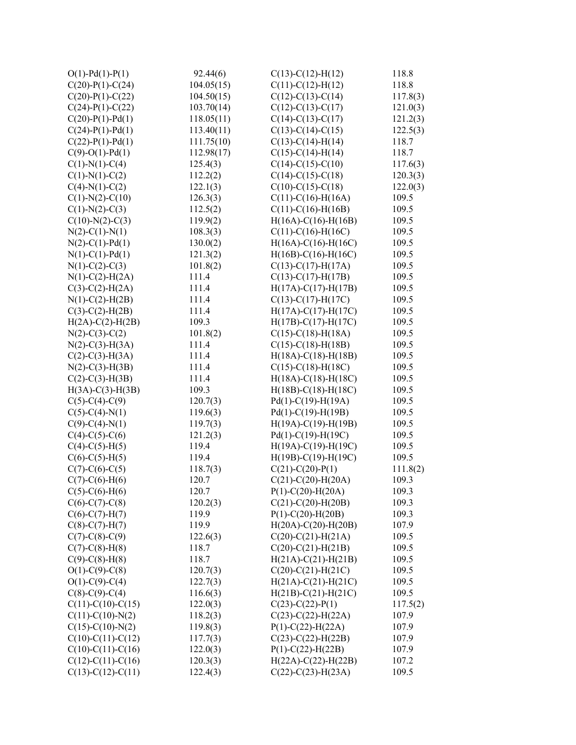| | | | |
|---|---|---|---|
| O(1)-Pd(1)-P(1) | 92.44(6) | C(13)-C(12)-H(12) | 118.8 |
| C(20)-P(1)-C(24) | 104.05(15) | C(11)-C(12)-H(12) | 118.8 |
| C(20)-P(1)-C(22) | 104.50(15) | C(12)-C(13)-C(14) | 117.8(3) |
| C(24)-P(1)-C(22) | 103.70(14) | C(12)-C(13)-C(17) | 121.0(3) |
| C(20)-P(1)-Pd(1) | 118.05(11) | C(14)-C(13)-C(17) | 121.2(3) |
| C(24)-P(1)-Pd(1) | 113.40(11) | C(13)-C(14)-C(15) | 122.5(3) |
| C(22)-P(1)-Pd(1) | 111.75(10) | C(13)-C(14)-H(14) | 118.7 |
| C(9)-O(1)-Pd(1) | 112.98(17) | C(15)-C(14)-H(14) | 118.7 |
| C(1)-N(1)-C(4) | 125.4(3) | C(14)-C(15)-C(10) | 117.6(3) |
| C(1)-N(1)-C(2) | 112.2(2) | C(14)-C(15)-C(18) | 120.3(3) |
| C(4)-N(1)-C(2) | 122.1(3) | C(10)-C(15)-C(18) | 122.0(3) |
| C(1)-N(2)-C(10) | 126.3(3) | C(11)-C(16)-H(16A) | 109.5 |
| C(1)-N(2)-C(3) | 112.5(2) | C(11)-C(16)-H(16B) | 109.5 |
| C(10)-N(2)-C(3) | 119.9(2) | H(16A)-C(16)-H(16B) | 109.5 |
| N(2)-C(1)-N(1) | 108.3(3) | C(11)-C(16)-H(16C) | 109.5 |
| N(2)-C(1)-Pd(1) | 130.0(2) | H(16A)-C(16)-H(16C) | 109.5 |
| N(1)-C(1)-Pd(1) | 121.3(2) | H(16B)-C(16)-H(16C) | 109.5 |
| N(1)-C(2)-C(3) | 101.8(2) | C(13)-C(17)-H(17A) | 109.5 |
| N(1)-C(2)-H(2A) | 111.4 | C(13)-C(17)-H(17B) | 109.5 |
| C(3)-C(2)-H(2A) | 111.4 | H(17A)-C(17)-H(17B) | 109.5 |
| N(1)-C(2)-H(2B) | 111.4 | C(13)-C(17)-H(17C) | 109.5 |
| C(3)-C(2)-H(2B) | 111.4 | H(17A)-C(17)-H(17C) | 109.5 |
| H(2A)-C(2)-H(2B) | 109.3 | H(17B)-C(17)-H(17C) | 109.5 |
| N(2)-C(3)-C(2) | 101.8(2) | C(15)-C(18)-H(18A) | 109.5 |
| N(2)-C(3)-H(3A) | 111.4 | C(15)-C(18)-H(18B) | 109.5 |
| C(2)-C(3)-H(3A) | 111.4 | H(18A)-C(18)-H(18B) | 109.5 |
| N(2)-C(3)-H(3B) | 111.4 | C(15)-C(18)-H(18C) | 109.5 |
| C(2)-C(3)-H(3B) | 111.4 | H(18A)-C(18)-H(18C) | 109.5 |
| H(3A)-C(3)-H(3B) | 109.3 | H(18B)-C(18)-H(18C) | 109.5 |
| C(5)-C(4)-C(9) | 120.7(3) | Pd(1)-C(19)-H(19A) | 109.5 |
| C(5)-C(4)-N(1) | 119.6(3) | Pd(1)-C(19)-H(19B) | 109.5 |
| C(9)-C(4)-N(1) | 119.7(3) | H(19A)-C(19)-H(19B) | 109.5 |
| C(4)-C(5)-C(6) | 121.2(3) | Pd(1)-C(19)-H(19C) | 109.5 |
| C(4)-C(5)-H(5) | 119.4 | H(19A)-C(19)-H(19C) | 109.5 |
| C(6)-C(5)-H(5) | 119.4 | H(19B)-C(19)-H(19C) | 109.5 |
| C(7)-C(6)-C(5) | 118.7(3) | C(21)-C(20)-P(1) | 111.8(2) |
| C(7)-C(6)-H(6) | 120.7 | C(21)-C(20)-H(20A) | 109.3 |
| C(5)-C(6)-H(6) | 120.7 | P(1)-C(20)-H(20A) | 109.3 |
| C(6)-C(7)-C(8) | 120.2(3) | C(21)-C(20)-H(20B) | 109.3 |
| C(6)-C(7)-H(7) | 119.9 | P(1)-C(20)-H(20B) | 109.3 |
| C(8)-C(7)-H(7) | 119.9 | H(20A)-C(20)-H(20B) | 107.9 |
| C(7)-C(8)-C(9) | 122.6(3) | C(20)-C(21)-H(21A) | 109.5 |
| C(7)-C(8)-H(8) | 118.7 | C(20)-C(21)-H(21B) | 109.5 |
| C(9)-C(8)-H(8) | 118.7 | H(21A)-C(21)-H(21B) | 109.5 |
| O(1)-C(9)-C(8) | 120.7(3) | C(20)-C(21)-H(21C) | 109.5 |
| O(1)-C(9)-C(4) | 122.7(3) | H(21A)-C(21)-H(21C) | 109.5 |
| C(8)-C(9)-C(4) | 116.6(3) | H(21B)-C(21)-H(21C) | 109.5 |
| C(11)-C(10)-C(15) | 122.0(3) | C(23)-C(22)-P(1) | 117.5(2) |
| C(11)-C(10)-N(2) | 118.2(3) | C(23)-C(22)-H(22A) | 107.9 |
| C(15)-C(10)-N(2) | 119.8(3) | P(1)-C(22)-H(22A) | 107.9 |
| C(10)-C(11)-C(12) | 117.7(3) | C(23)-C(22)-H(22B) | 107.9 |
| C(10)-C(11)-C(16) | 122.0(3) | P(1)-C(22)-H(22B) | 107.9 |
| C(12)-C(11)-C(16) | 120.3(3) | H(22A)-C(22)-H(22B) | 107.2 |
| C(13)-C(12)-C(11) | 122.4(3) | C(22)-C(23)-H(23A) | 109.5 |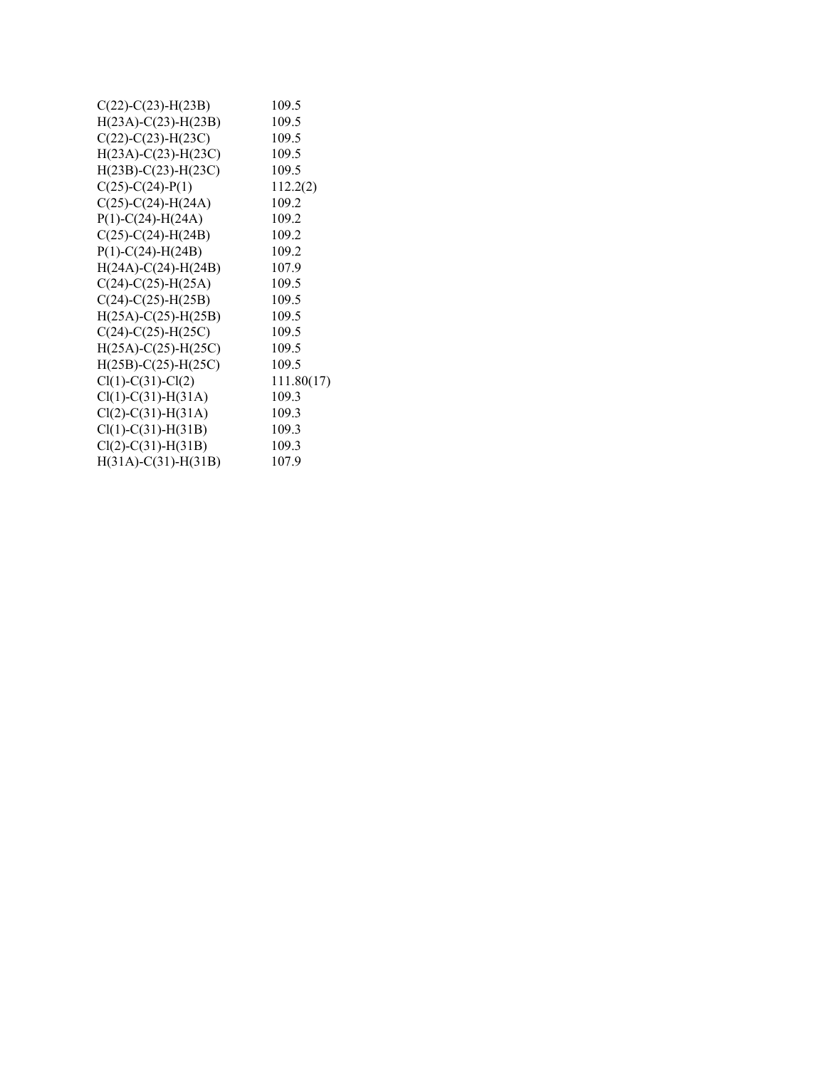| | |
|---|---|
| C(22)-C(23)-H(23B) | 109.5 |
| H(23A)-C(23)-H(23B) | 109.5 |
| C(22)-C(23)-H(23C) | 109.5 |
| H(23A)-C(23)-H(23C) | 109.5 |
| H(23B)-C(23)-H(23C) | 109.5 |
| C(25)-C(24)-P(1) | 112.2(2) |
| C(25)-C(24)-H(24A) | 109.2 |
| P(1)-C(24)-H(24A) | 109.2 |
| C(25)-C(24)-H(24B) | 109.2 |
| P(1)-C(24)-H(24B) | 109.2 |
| H(24A)-C(24)-H(24B) | 107.9 |
| C(24)-C(25)-H(25A) | 109.5 |
| C(24)-C(25)-H(25B) | 109.5 |
| H(25A)-C(25)-H(25B) | 109.5 |
| C(24)-C(25)-H(25C) | 109.5 |
| H(25A)-C(25)-H(25C) | 109.5 |
| H(25B)-C(25)-H(25C) | 109.5 |
| Cl(1)-C(31)-Cl(2) | 111.80(17) |
| Cl(1)-C(31)-H(31A) | 109.3 |
| Cl(2)-C(31)-H(31A) | 109.3 |
| Cl(1)-C(31)-H(31B) | 109.3 |
| Cl(2)-C(31)-H(31B) | 109.3 |
| H(31A)-C(31)-H(31B) | 107.9 |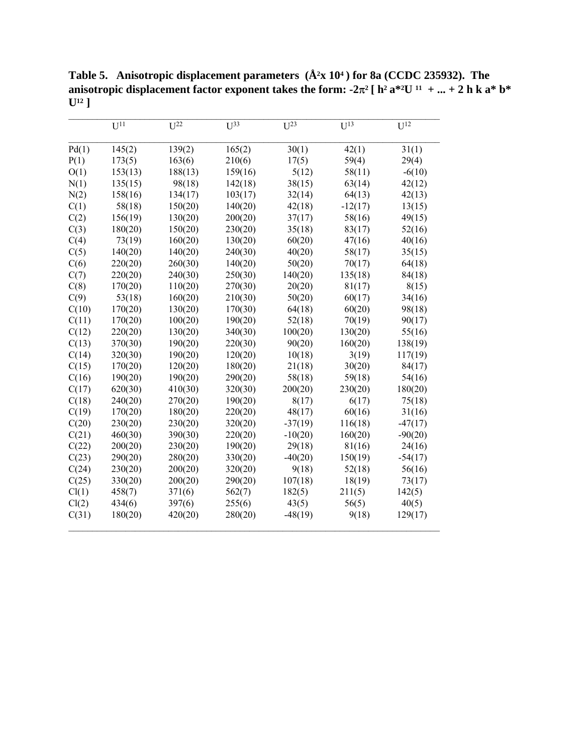**Table 5. Anisotropic displacement parameters (Å$^2$x 10$^4$ ) for 8a (CCDC 235932). The anisotropic displacement factor exponent takes the form: $-2\pi^2$ [ $h^2$ $a^{*2}U^{11}$ + ... + 2 h k a* b* $U^{12}$ ]**

| | $U^{11}$ | $U^{22}$ | $U^{33}$ | $U^{23}$ | $U^{13}$ | $U^{12}$ |
|---|---|---|---|---|---|---|
| Pd(1) | 145(2) | 139(2) | 165(2) | 30(1) | 42(1) | 31(1) |
| P(1) | 173(5) | 163(6) | 210(6) | 17(5) | 59(4) | 29(4) |
| O(1) | 153(13) | 188(13) | 159(16) | 5(12) | 58(11) | -6(10) |
| N(1) | 135(15) | 98(18) | 142(18) | 38(15) | 63(14) | 42(12) |
| N(2) | 158(16) | 134(17) | 103(17) | 32(14) | 64(13) | 42(13) |
| C(1) | 58(18) | 150(20) | 140(20) | 42(18) | -12(17) | 13(15) |
| C(2) | 156(19) | 130(20) | 200(20) | 37(17) | 58(16) | 49(15) |
| C(3) | 180(20) | 150(20) | 230(20) | 35(18) | 83(17) | 52(16) |
| C(4) | 73(19) | 160(20) | 130(20) | 60(20) | 47(16) | 40(16) |
| C(5) | 140(20) | 140(20) | 240(30) | 40(20) | 58(17) | 35(15) |
| C(6) | 220(20) | 260(30) | 140(20) | 50(20) | 70(17) | 64(18) |
| C(7) | 220(20) | 240(30) | 250(30) | 140(20) | 135(18) | 84(18) |
| C(8) | 170(20) | 110(20) | 270(30) | 20(20) | 81(17) | 8(15) |
| C(9) | 53(18) | 160(20) | 210(30) | 50(20) | 60(17) | 34(16) |
| C(10) | 170(20) | 130(20) | 170(30) | 64(18) | 60(20) | 98(18) |
| C(11) | 170(20) | 100(20) | 190(20) | 52(18) | 70(19) | 90(17) |
| C(12) | 220(20) | 130(20) | 340(30) | 100(20) | 130(20) | 55(16) |
| C(13) | 370(30) | 190(20) | 220(30) | 90(20) | 160(20) | 138(19) |
| C(14) | 320(30) | 190(20) | 120(20) | 10(18) | 3(19) | 117(19) |
| C(15) | 170(20) | 120(20) | 180(20) | 21(18) | 30(20) | 84(17) |
| C(16) | 190(20) | 190(20) | 290(20) | 58(18) | 59(18) | 54(16) |
| C(17) | 620(30) | 410(30) | 320(30) | 200(20) | 230(20) | 180(20) |
| C(18) | 240(20) | 270(20) | 190(20) | 8(17) | 6(17) | 75(18) |
| C(19) | 170(20) | 180(20) | 220(20) | 48(17) | 60(16) | 31(16) |
| C(20) | 230(20) | 230(20) | 320(20) | -37(19) | 116(18) | -47(17) |
| C(21) | 460(30) | 390(30) | 220(20) | -10(20) | 160(20) | -90(20) |
| C(22) | 200(20) | 230(20) | 190(20) | 29(18) | 81(16) | 24(16) |
| C(23) | 290(20) | 280(20) | 330(20) | -40(20) | 150(19) | -54(17) |
| C(24) | 230(20) | 200(20) | 320(20) | 9(18) | 52(18) | 56(16) |
| C(25) | 330(20) | 200(20) | 290(20) | 107(18) | 18(19) | 73(17) |
| Cl(1) | 458(7) | 371(6) | 562(7) | 182(5) | 211(5) | 142(5) |
| Cl(2) | 434(6) | 397(6) | 255(6) | 43(5) | 56(5) | 40(5) |
| C(31) | 180(20) | 420(20) | 280(20) | -48(19) | 9(18) | 129(17) |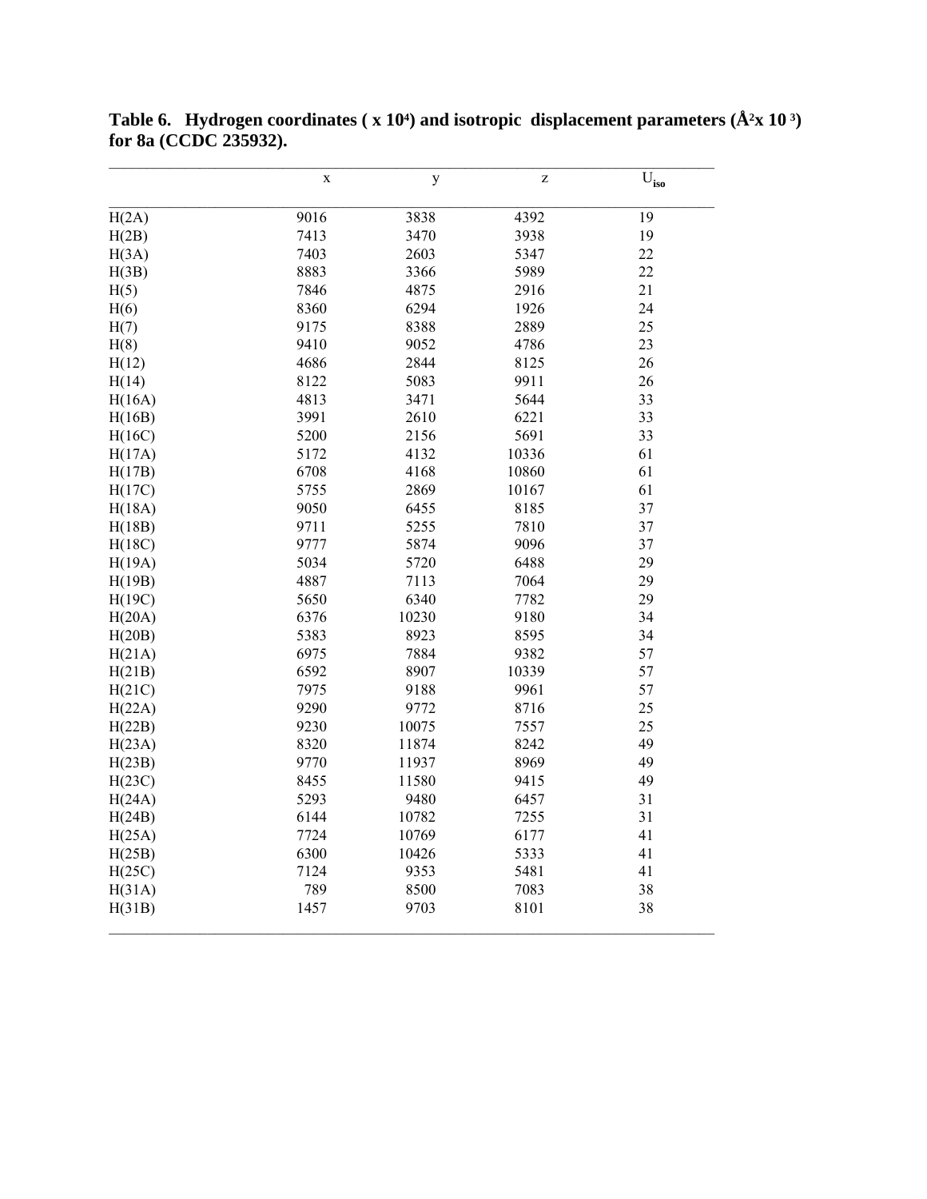**Table 6. Hydrogen coordinates ( x $10^4$) and isotropic displacement parameters (Å$^2$x $10^3$) for 8a (CCDC 235932).**

| | x | y | z | $U_{iso}$ |
|---|---|---|---|---|
| H(2A) | 9016 | 3838 | 4392 | 19 |
| H(2B) | 7413 | 3470 | 3938 | 19 |
| H(3A) | 7403 | 2603 | 5347 | 22 |
| H(3B) | 8883 | 3366 | 5989 | 22 |
| H(5) | 7846 | 4875 | 2916 | 21 |
| H(6) | 8360 | 6294 | 1926 | 24 |
| H(7) | 9175 | 8388 | 2889 | 25 |
| H(8) | 9410 | 9052 | 4786 | 23 |
| H(12) | 4686 | 2844 | 8125 | 26 |
| H(14) | 8122 | 5083 | 9911 | 26 |
| H(16A) | 4813 | 3471 | 5644 | 33 |
| H(16B) | 3991 | 2610 | 6221 | 33 |
| H(16C) | 5200 | 2156 | 5691 | 33 |
| H(17A) | 5172 | 4132 | 10336 | 61 |
| H(17B) | 6708 | 4168 | 10860 | 61 |
| H(17C) | 5755 | 2869 | 10167 | 61 |
| H(18A) | 9050 | 6455 | 8185 | 37 |
| H(18B) | 9711 | 5255 | 7810 | 37 |
| H(18C) | 9777 | 5874 | 9096 | 37 |
| H(19A) | 5034 | 5720 | 6488 | 29 |
| H(19B) | 4887 | 7113 | 7064 | 29 |
| H(19C) | 5650 | 6340 | 7782 | 29 |
| H(20A) | 6376 | 10230 | 9180 | 34 |
| H(20B) | 5383 | 8923 | 8595 | 34 |
| H(21A) | 6975 | 7884 | 9382 | 57 |
| H(21B) | 6592 | 8907 | 10339 | 57 |
| H(21C) | 7975 | 9188 | 9961 | 57 |
| H(22A) | 9290 | 9772 | 8716 | 25 |
| H(22B) | 9230 | 10075 | 7557 | 25 |
| H(23A) | 8320 | 11874 | 8242 | 49 |
| H(23B) | 9770 | 11937 | 8969 | 49 |
| H(23C) | 8455 | 11580 | 9415 | 49 |
| H(24A) | 5293 | 9480 | 6457 | 31 |
| H(24B) | 6144 | 10782 | 7255 | 31 |
| H(25A) | 7724 | 10769 | 6177 | 41 |
| H(25B) | 6300 | 10426 | 5333 | 41 |
| H(25C) | 7124 | 9353 | 5481 | 41 |
| H(31A) | 789 | 8500 | 7083 | 38 |
| H(31B) | 1457 | 9703 | 8101 | 38 |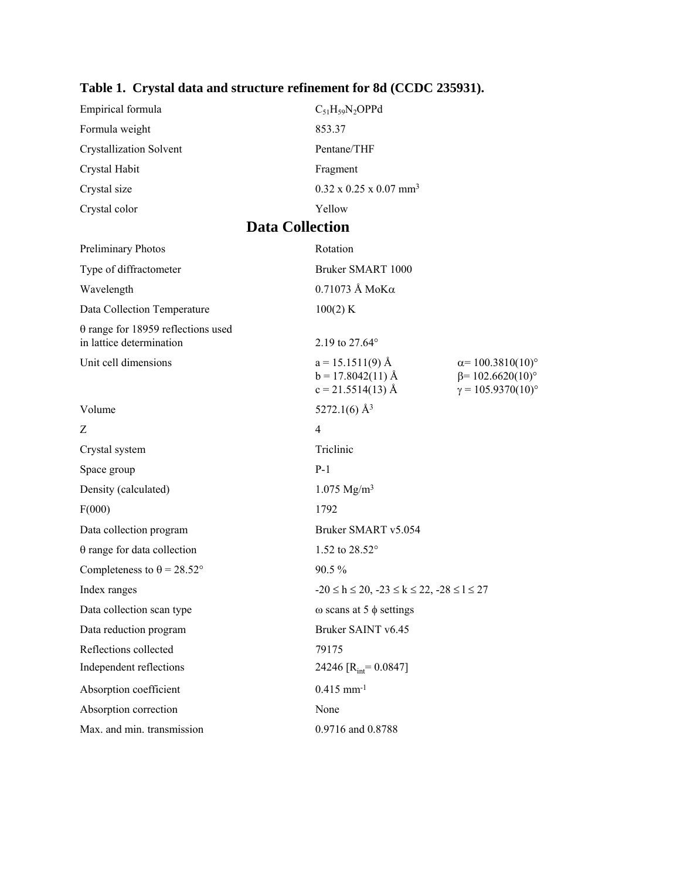## Table 1. Crystal data and structure refinement for 8d (CCDC 235931).

| | |
|---|---|
| Empirical formula | $C_{51}H_{59}N_2OPPd$ |
| Formula weight | 853.37 |
| Crystallization Solvent | Pentane/THF |
| Crystal Habit | Fragment |
| Crystal size | 0.32 x 0.25 x 0.07 mm$^3$ |
| Crystal color | Yellow |

### Data Collection

| | | |
|---|---|---|
| Preliminary Photos | Rotation | |
| Type of diffractometer | Bruker SMART 1000 | |
| Wavelength | 0.71073 Å MoKα | |
| Data Collection Temperature | 100(2) K | |
| θ range for 18959 reflections used in lattice determination | 2.19 to 27.64° | |
| Unit cell dimensions | a = 15.1511(9) Å | α= 100.3810(10)° |
| | b = 17.8042(11) Å | β= 102.6620(10)° |
| | c = 21.5514(13) Å | γ = 105.9370(10)° |
| Volume | 5272.1(6) Å$^3$ | |
| Z | 4 | |
| Crystal system | Triclinic | |
| Space group | P-1 | |
| Density (calculated) | 1.075 Mg/m$^3$ | |
| F(000) | 1792 | |
| Data collection program | Bruker SMART v5.054 | |
| θ range for data collection | 1.52 to 28.52° | |
| Completeness to θ = 28.52° | 90.5 % | |
| Index ranges | -20 ≤ h ≤ 20, -23 ≤ k ≤ 22, -28 ≤ l ≤ 27 | |
| Data collection scan type | ω scans at 5 ϕ settings | |
| Data reduction program | Bruker SAINT v6.45 | |
| Reflections collected | 79175 | |
| Independent reflections | 24246 [$R_{int}$= 0.0847] | |
| Absorption coefficient | 0.415 mm$^{-1}$ | |
| Absorption correction | None | |
| Max. and min. transmission | 0.9716 and 0.8788 | |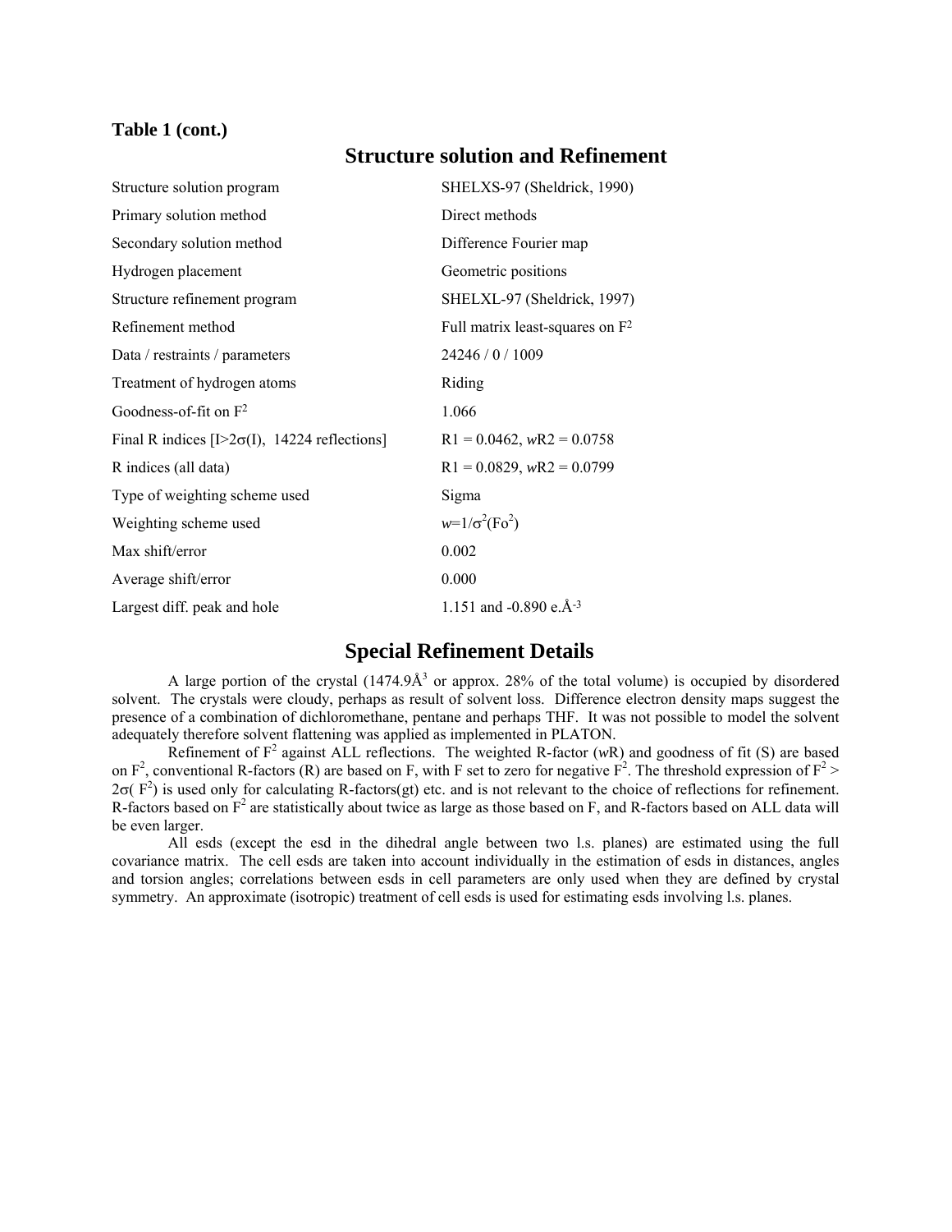**Table 1 (cont.)**

## Structure solution and Refinement

| | |
|---|---|
| Structure solution program | SHELXS-97 (Sheldrick, 1990) |
| Primary solution method | Direct methods |
| Secondary solution method | Difference Fourier map |
| Hydrogen placement | Geometric positions |
| Structure refinement program | SHELXL-97 (Sheldrick, 1997) |
| Refinement method | Full matrix least-squares on $F^2$ |
| Data / restraints / parameters | 24246 / 0 / 1009 |
| Treatment of hydrogen atoms | Riding |
| Goodness-of-fit on $F^2$ | 1.066 |
| Final R indices [$I>2\sigma(I)$, 14224 reflections] | R1 = 0.0462, *w*R2 = 0.0758 |
| R indices (all data) | R1 = 0.0829, *w*R2 = 0.0799 |
| Type of weighting scheme used | Sigma |
| Weighting scheme used | $w=1/\sigma^2(Fo^2)$ |
| Max shift/error | 0.002 |
| Average shift/error | 0.000 |
| Largest diff. peak and hole | 1.151 and -0.890 e.Å$^{-3}$ |

## Special Refinement Details

A large portion of the crystal (1474.9Å$^3$ or approx. 28% of the total volume) is occupied by disordered solvent. The crystals were cloudy, perhaps as result of solvent loss. Difference electron density maps suggest the presence of a combination of dichloromethane, pentane and perhaps THF. It was not possible to model the solvent adequately therefore solvent flattening was applied as implemented in PLATON.

Refinement of $F^2$ against ALL reflections. The weighted R-factor (*w*R) and goodness of fit (S) are based on $F^2$, conventional R-factors (R) are based on F, with F set to zero for negative $F^2$. The threshold expression of $F^2 > 2\sigma(F^2)$ is used only for calculating R-factors(gt) etc. and is not relevant to the choice of reflections for refinement. R-factors based on $F^2$ are statistically about twice as large as those based on F, and R-factors based on ALL data will be even larger.

All esds (except the esd in the dihedral angle between two l.s. planes) are estimated using the full covariance matrix. The cell esds are taken into account individually in the estimation of esds in distances, angles and torsion angles; correlations between esds in cell parameters are only used when they are defined by crystal symmetry. An approximate (isotropic) treatment of cell esds is used for estimating esds involving l.s. planes.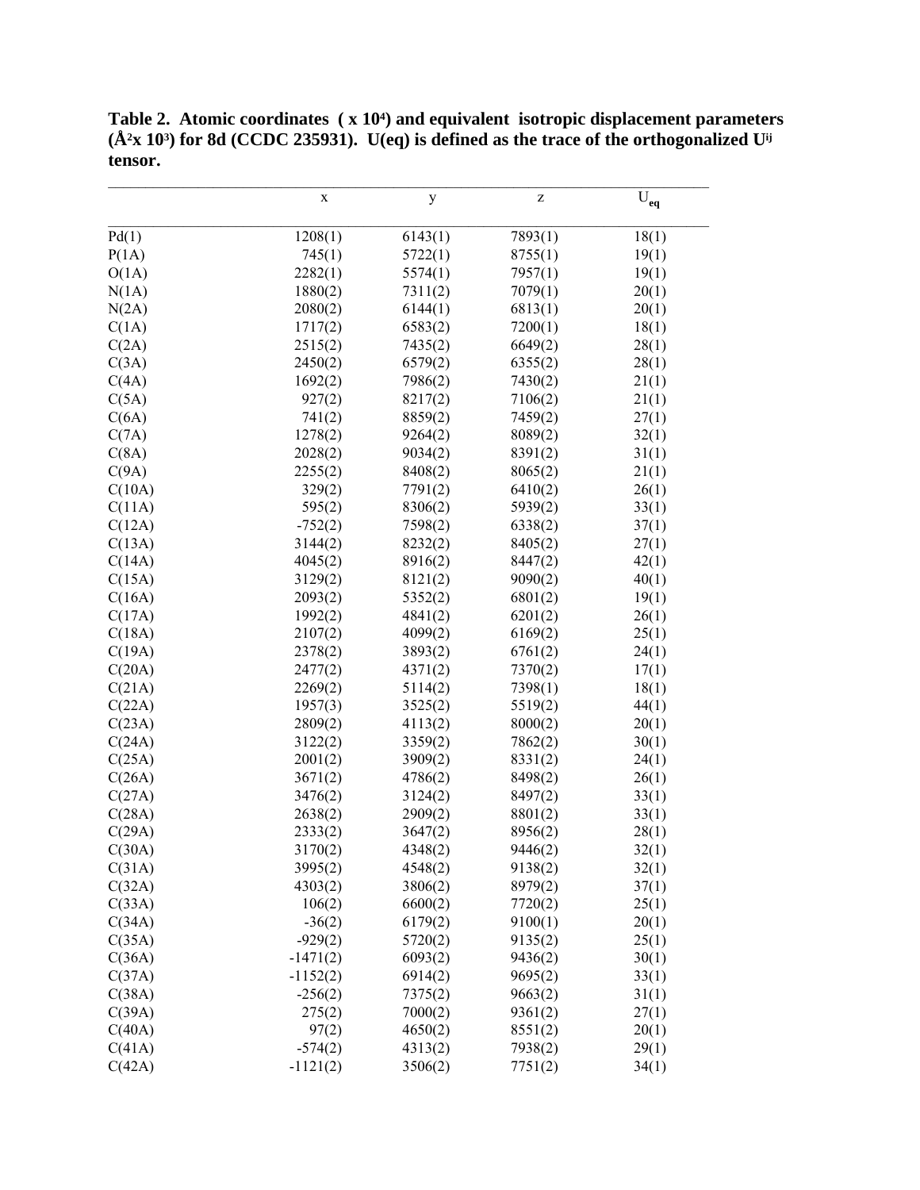**Table 2. Atomic coordinates ( x $10^4$) and equivalent isotropic displacement parameters ($Å^2$x $10^3$) for 8d (CCDC 235931). U(eq) is defined as the trace of the orthogonalized $U^{ij}$ tensor.**

| | x | y | z | $U_{eq}$ |
|---|---|---|---|---|
| Pd(1) | 1208(1) | 6143(1) | 7893(1) | 18(1) |
| P(1A) | 745(1) | 5722(1) | 8755(1) | 19(1) |
| O(1A) | 2282(1) | 5574(1) | 7957(1) | 19(1) |
| N(1A) | 1880(2) | 7311(2) | 7079(1) | 20(1) |
| N(2A) | 2080(2) | 6144(1) | 6813(1) | 20(1) |
| C(1A) | 1717(2) | 6583(2) | 7200(1) | 18(1) |
| C(2A) | 2515(2) | 7435(2) | 6649(2) | 28(1) |
| C(3A) | 2450(2) | 6579(2) | 6355(2) | 28(1) |
| C(4A) | 1692(2) | 7986(2) | 7430(2) | 21(1) |
| C(5A) | 927(2) | 8217(2) | 7106(2) | 21(1) |
| C(6A) | 741(2) | 8859(2) | 7459(2) | 27(1) |
| C(7A) | 1278(2) | 9264(2) | 8089(2) | 32(1) |
| C(8A) | 2028(2) | 9034(2) | 8391(2) | 31(1) |
| C(9A) | 2255(2) | 8408(2) | 8065(2) | 21(1) |
| C(10A) | 329(2) | 7791(2) | 6410(2) | 26(1) |
| C(11A) | 595(2) | 8306(2) | 5939(2) | 33(1) |
| C(12A) | -752(2) | 7598(2) | 6338(2) | 37(1) |
| C(13A) | 3144(2) | 8232(2) | 8405(2) | 27(1) |
| C(14A) | 4045(2) | 8916(2) | 8447(2) | 42(1) |
| C(15A) | 3129(2) | 8121(2) | 9090(2) | 40(1) |
| C(16A) | 2093(2) | 5352(2) | 6801(2) | 19(1) |
| C(17A) | 1992(2) | 4841(2) | 6201(2) | 26(1) |
| C(18A) | 2107(2) | 4099(2) | 6169(2) | 25(1) |
| C(19A) | 2378(2) | 3893(2) | 6761(2) | 24(1) |
| C(20A) | 2477(2) | 4371(2) | 7370(2) | 17(1) |
| C(21A) | 2269(2) | 5114(2) | 7398(1) | 18(1) |
| C(22A) | 1957(3) | 3525(2) | 5519(2) | 44(1) |
| C(23A) | 2809(2) | 4113(2) | 8000(2) | 20(1) |
| C(24A) | 3122(2) | 3359(2) | 7862(2) | 30(1) |
| C(25A) | 2001(2) | 3909(2) | 8331(2) | 24(1) |
| C(26A) | 3671(2) | 4786(2) | 8498(2) | 26(1) |
| C(27A) | 3476(2) | 3124(2) | 8497(2) | 33(1) |
| C(28A) | 2638(2) | 2909(2) | 8801(2) | 33(1) |
| C(29A) | 2333(2) | 3647(2) | 8956(2) | 28(1) |
| C(30A) | 3170(2) | 4348(2) | 9446(2) | 32(1) |
| C(31A) | 3995(2) | 4548(2) | 9138(2) | 32(1) |
| C(32A) | 4303(2) | 3806(2) | 8979(2) | 37(1) |
| C(33A) | 106(2) | 6600(2) | 7720(2) | 25(1) |
| C(34A) | -36(2) | 6179(2) | 9100(1) | 20(1) |
| C(35A) | -929(2) | 5720(2) | 9135(2) | 25(1) |
| C(36A) | -1471(2) | 6093(2) | 9436(2) | 30(1) |
| C(37A) | -1152(2) | 6914(2) | 9695(2) | 33(1) |
| C(38A) | -256(2) | 7375(2) | 9663(2) | 31(1) |
| C(39A) | 275(2) | 7000(2) | 9361(2) | 27(1) |
| C(40A) | 97(2) | 4650(2) | 8551(2) | 20(1) |
| C(41A) | -574(2) | 4313(2) | 7938(2) | 29(1) |
| C(42A) | -1121(2) | 3506(2) | 7751(2) | 34(1) |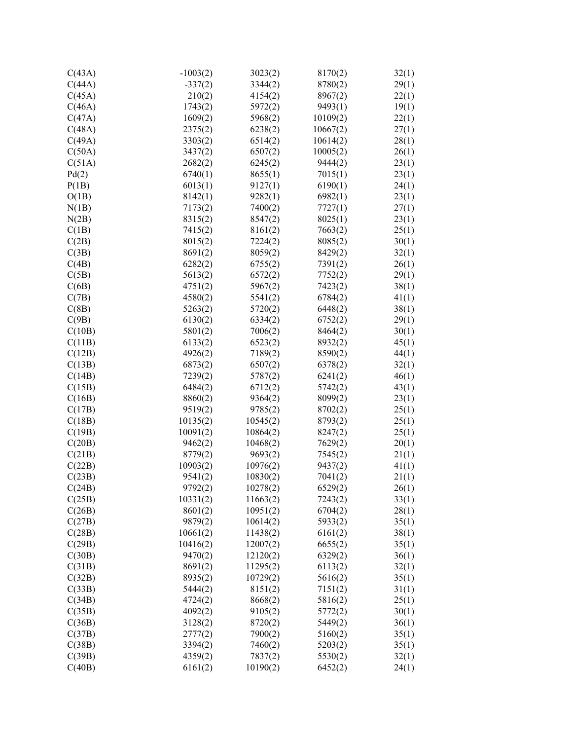| | | | | |
|---|---|---|---|---|
| C(43A) | -1003(2) | 3023(2) | 8170(2) | 32(1) |
| C(44A) | -337(2) | 3344(2) | 8780(2) | 29(1) |
| C(45A) | 210(2) | 4154(2) | 8967(2) | 22(1) |
| C(46A) | 1743(2) | 5972(2) | 9493(1) | 19(1) |
| C(47A) | 1609(2) | 5968(2) | 10109(2) | 22(1) |
| C(48A) | 2375(2) | 6238(2) | 10667(2) | 27(1) |
| C(49A) | 3303(2) | 6514(2) | 10614(2) | 28(1) |
| C(50A) | 3437(2) | 6507(2) | 10005(2) | 26(1) |
| C(51A) | 2682(2) | 6245(2) | 9444(2) | 23(1) |
| Pd(2) | 6740(1) | 8655(1) | 7015(1) | 23(1) |
| P(1B) | 6013(1) | 9127(1) | 6190(1) | 24(1) |
| O(1B) | 8142(1) | 9282(1) | 6982(1) | 23(1) |
| N(1B) | 7173(2) | 7400(2) | 7727(1) | 27(1) |
| N(2B) | 8315(2) | 8547(2) | 8025(1) | 23(1) |
| C(1B) | 7415(2) | 8161(2) | 7663(2) | 25(1) |
| C(2B) | 8015(2) | 7224(2) | 8085(2) | 30(1) |
| C(3B) | 8691(2) | 8059(2) | 8429(2) | 32(1) |
| C(4B) | 6282(2) | 6755(2) | 7391(2) | 26(1) |
| C(5B) | 5613(2) | 6572(2) | 7752(2) | 29(1) |
| C(6B) | 4751(2) | 5967(2) | 7423(2) | 38(1) |
| C(7B) | 4580(2) | 5541(2) | 6784(2) | 41(1) |
| C(8B) | 5263(2) | 5720(2) | 6448(2) | 38(1) |
| C(9B) | 6130(2) | 6334(2) | 6752(2) | 29(1) |
| C(10B) | 5801(2) | 7006(2) | 8464(2) | 30(1) |
| C(11B) | 6133(2) | 6523(2) | 8932(2) | 45(1) |
| C(12B) | 4926(2) | 7189(2) | 8590(2) | 44(1) |
| C(13B) | 6873(2) | 6507(2) | 6378(2) | 32(1) |
| C(14B) | 7239(2) | 5787(2) | 6241(2) | 46(1) |
| C(15B) | 6484(2) | 6712(2) | 5742(2) | 43(1) |
| C(16B) | 8860(2) | 9364(2) | 8099(2) | 23(1) |
| C(17B) | 9519(2) | 9785(2) | 8702(2) | 25(1) |
| C(18B) | 10135(2) | 10545(2) | 8793(2) | 25(1) |
| C(19B) | 10091(2) | 10864(2) | 8247(2) | 25(1) |
| C(20B) | 9462(2) | 10468(2) | 7629(2) | 20(1) |
| C(21B) | 8779(2) | 9693(2) | 7545(2) | 21(1) |
| C(22B) | 10903(2) | 10976(2) | 9437(2) | 41(1) |
| C(23B) | 9541(2) | 10830(2) | 7041(2) | 21(1) |
| C(24B) | 9792(2) | 10278(2) | 6529(2) | 26(1) |
| C(25B) | 10331(2) | 11663(2) | 7243(2) | 33(1) |
| C(26B) | 8601(2) | 10951(2) | 6704(2) | 28(1) |
| C(27B) | 9879(2) | 10614(2) | 5933(2) | 35(1) |
| C(28B) | 10661(2) | 11438(2) | 6161(2) | 38(1) |
| C(29B) | 10416(2) | 12007(2) | 6655(2) | 35(1) |
| C(30B) | 9470(2) | 12120(2) | 6329(2) | 36(1) |
| C(31B) | 8691(2) | 11295(2) | 6113(2) | 32(1) |
| C(32B) | 8935(2) | 10729(2) | 5616(2) | 35(1) |
| C(33B) | 5444(2) | 8151(2) | 7151(2) | 31(1) |
| C(34B) | 4724(2) | 8668(2) | 5816(2) | 25(1) |
| C(35B) | 4092(2) | 9105(2) | 5772(2) | 30(1) |
| C(36B) | 3128(2) | 8720(2) | 5449(2) | 36(1) |
| C(37B) | 2777(2) | 7900(2) | 5160(2) | 35(1) |
| C(38B) | 3394(2) | 7460(2) | 5203(2) | 35(1) |
| C(39B) | 4359(2) | 7837(2) | 5530(2) | 32(1) |
| C(40B) | 6161(2) | 10190(2) | 6452(2) | 24(1) |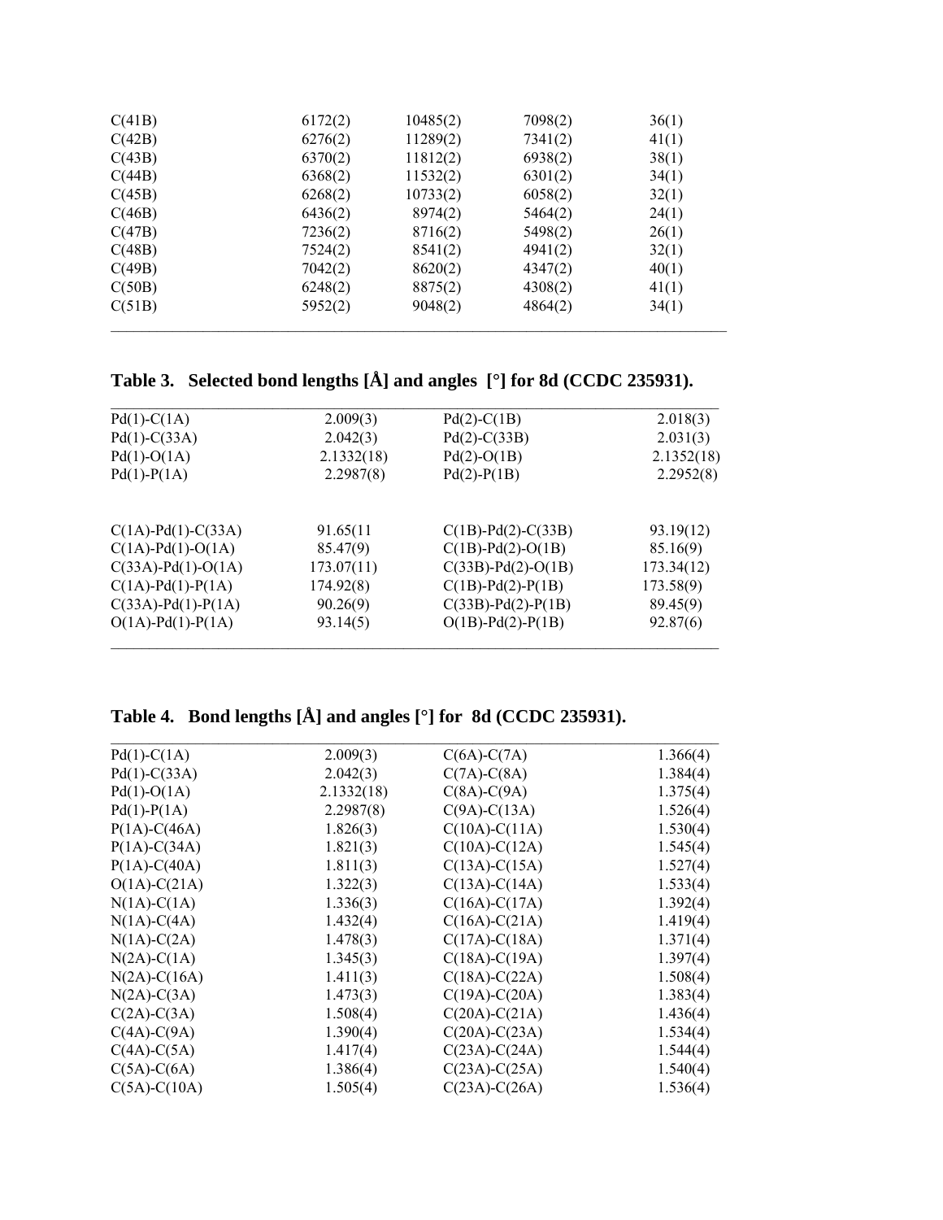| | | | | |
|---|---|---|---|---|
| C(41B) | 6172(2) | 10485(2) | 7098(2) | 36(1) |
| C(42B) | 6276(2) | 11289(2) | 7341(2) | 41(1) |
| C(43B) | 6370(2) | 11812(2) | 6938(2) | 38(1) |
| C(44B) | 6368(2) | 11532(2) | 6301(2) | 34(1) |
| C(45B) | 6268(2) | 10733(2) | 6058(2) | 32(1) |
| C(46B) | 6436(2) | 8974(2) | 5464(2) | 24(1) |
| C(47B) | 7236(2) | 8716(2) | 5498(2) | 26(1) |
| C(48B) | 7524(2) | 8541(2) | 4941(2) | 32(1) |
| C(49B) | 7042(2) | 8620(2) | 4347(2) | 40(1) |
| C(50B) | 6248(2) | 8875(2) | 4308(2) | 41(1) |
| C(51B) | 5952(2) | 9048(2) | 4864(2) | 34(1) |

## Table 3. Selected bond lengths [Å] and angles [°] for 8d (CCDC 235931).

| | | | |
|---|---|---|---|
| Pd(1)-C(1A) | 2.009(3) | Pd(2)-C(1B) | 2.018(3) |
| Pd(1)-C(33A) | 2.042(3) | Pd(2)-C(33B) | 2.031(3) |
| Pd(1)-O(1A) | 2.1332(18) | Pd(2)-O(1B) | 2.1352(18) |
| Pd(1)-P(1A) | 2.2987(8) | Pd(2)-P(1B) | 2.2952(8) |
| | | | |
| C(1A)-Pd(1)-C(33A) | 91.65(11 | C(1B)-Pd(2)-C(33B) | 93.19(12) |
| C(1A)-Pd(1)-O(1A) | 85.47(9) | C(1B)-Pd(2)-O(1B) | 85.16(9) |
| C(33A)-Pd(1)-O(1A) | 173.07(11) | C(33B)-Pd(2)-O(1B) | 173.34(12) |
| C(1A)-Pd(1)-P(1A) | 174.92(8) | C(1B)-Pd(2)-P(1B) | 173.58(9) |
| C(33A)-Pd(1)-P(1A) | 90.26(9) | C(33B)-Pd(2)-P(1B) | 89.45(9) |
| O(1A)-Pd(1)-P(1A) | 93.14(5) | O(1B)-Pd(2)-P(1B) | 92.87(6) |

## Table 4. Bond lengths [Å] and angles [°] for 8d (CCDC 235931).

| | | | |
|---|---|---|---|
| Pd(1)-C(1A) | 2.009(3) | C(6A)-C(7A) | 1.366(4) |
| Pd(1)-C(33A) | 2.042(3) | C(7A)-C(8A) | 1.384(4) |
| Pd(1)-O(1A) | 2.1332(18) | C(8A)-C(9A) | 1.375(4) |
| Pd(1)-P(1A) | 2.2987(8) | C(9A)-C(13A) | 1.526(4) |
| P(1A)-C(46A) | 1.826(3) | C(10A)-C(11A) | 1.530(4) |
| P(1A)-C(34A) | 1.821(3) | C(10A)-C(12A) | 1.545(4) |
| P(1A)-C(40A) | 1.811(3) | C(13A)-C(15A) | 1.527(4) |
| O(1A)-C(21A) | 1.322(3) | C(13A)-C(14A) | 1.533(4) |
| N(1A)-C(1A) | 1.336(3) | C(16A)-C(17A) | 1.392(4) |
| N(1A)-C(4A) | 1.432(4) | C(16A)-C(21A) | 1.419(4) |
| N(1A)-C(2A) | 1.478(3) | C(17A)-C(18A) | 1.371(4) |
| N(2A)-C(1A) | 1.345(3) | C(18A)-C(19A) | 1.397(4) |
| N(2A)-C(16A) | 1.411(3) | C(18A)-C(22A) | 1.508(4) |
| N(2A)-C(3A) | 1.473(3) | C(19A)-C(20A) | 1.383(4) |
| C(2A)-C(3A) | 1.508(4) | C(20A)-C(21A) | 1.436(4) |
| C(4A)-C(9A) | 1.390(4) | C(20A)-C(23A) | 1.534(4) |
| C(4A)-C(5A) | 1.417(4) | C(23A)-C(24A) | 1.544(4) |
| C(5A)-C(6A) | 1.386(4) | C(23A)-C(25A) | 1.540(4) |
| C(5A)-C(10A) | 1.505(4) | C(23A)-C(26A) | 1.536(4) |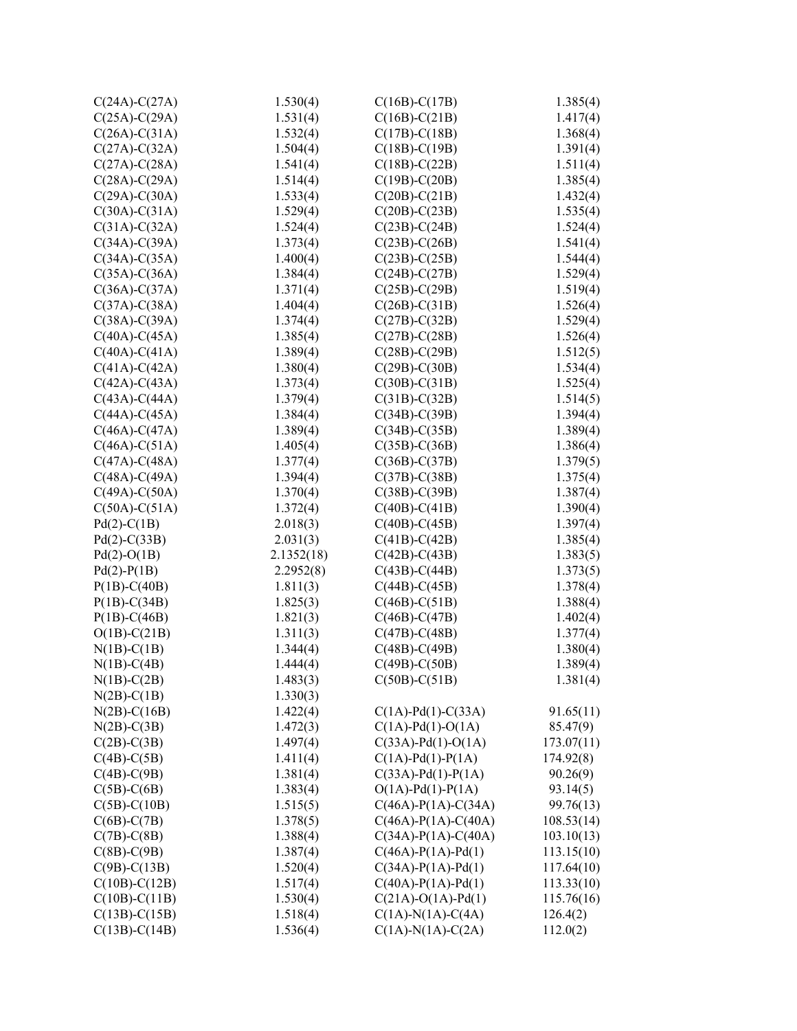| | | | |
|---|---|---|---|
| C(24A)-C(27A) | 1.530(4) | C(16B)-C(17B) | 1.385(4) |
| C(25A)-C(29A) | 1.531(4) | C(16B)-C(21B) | 1.417(4) |
| C(26A)-C(31A) | 1.532(4) | C(17B)-C(18B) | 1.368(4) |
| C(27A)-C(32A) | 1.504(4) | C(18B)-C(19B) | 1.391(4) |
| C(27A)-C(28A) | 1.541(4) | C(18B)-C(22B) | 1.511(4) |
| C(28A)-C(29A) | 1.514(4) | C(19B)-C(20B) | 1.385(4) |
| C(29A)-C(30A) | 1.533(4) | C(20B)-C(21B) | 1.432(4) |
| C(30A)-C(31A) | 1.529(4) | C(20B)-C(23B) | 1.535(4) |
| C(31A)-C(32A) | 1.524(4) | C(23B)-C(24B) | 1.524(4) |
| C(34A)-C(39A) | 1.373(4) | C(23B)-C(26B) | 1.541(4) |
| C(34A)-C(35A) | 1.400(4) | C(23B)-C(25B) | 1.544(4) |
| C(35A)-C(36A) | 1.384(4) | C(24B)-C(27B) | 1.529(4) |
| C(36A)-C(37A) | 1.371(4) | C(25B)-C(29B) | 1.519(4) |
| C(37A)-C(38A) | 1.404(4) | C(26B)-C(31B) | 1.526(4) |
| C(38A)-C(39A) | 1.374(4) | C(27B)-C(32B) | 1.529(4) |
| C(40A)-C(45A) | 1.385(4) | C(27B)-C(28B) | 1.526(4) |
| C(40A)-C(41A) | 1.389(4) | C(28B)-C(29B) | 1.512(5) |
| C(41A)-C(42A) | 1.380(4) | C(29B)-C(30B) | 1.534(4) |
| C(42A)-C(43A) | 1.373(4) | C(30B)-C(31B) | 1.525(4) |
| C(43A)-C(44A) | 1.379(4) | C(31B)-C(32B) | 1.514(5) |
| C(44A)-C(45A) | 1.384(4) | C(34B)-C(39B) | 1.394(4) |
| C(46A)-C(47A) | 1.389(4) | C(34B)-C(35B) | 1.389(4) |
| C(46A)-C(51A) | 1.405(4) | C(35B)-C(36B) | 1.386(4) |
| C(47A)-C(48A) | 1.377(4) | C(36B)-C(37B) | 1.379(5) |
| C(48A)-C(49A) | 1.394(4) | C(37B)-C(38B) | 1.375(4) |
| C(49A)-C(50A) | 1.370(4) | C(38B)-C(39B) | 1.387(4) |
| C(50A)-C(51A) | 1.372(4) | C(40B)-C(41B) | 1.390(4) |
| Pd(2)-C(1B) | 2.018(3) | C(40B)-C(45B) | 1.397(4) |
| Pd(2)-C(33B) | 2.031(3) | C(41B)-C(42B) | 1.385(4) |
| Pd(2)-O(1B) | 2.1352(18) | C(42B)-C(43B) | 1.383(5) |
| Pd(2)-P(1B) | 2.2952(8) | C(43B)-C(44B) | 1.373(5) |
| P(1B)-C(40B) | 1.811(3) | C(44B)-C(45B) | 1.378(4) |
| P(1B)-C(34B) | 1.825(3) | C(46B)-C(51B) | 1.388(4) |
| P(1B)-C(46B) | 1.821(3) | C(46B)-C(47B) | 1.402(4) |
| O(1B)-C(21B) | 1.311(3) | C(47B)-C(48B) | 1.377(4) |
| N(1B)-C(1B) | 1.344(4) | C(48B)-C(49B) | 1.380(4) |
| N(1B)-C(4B) | 1.444(4) | C(49B)-C(50B) | 1.389(4) |
| N(1B)-C(2B) | 1.483(3) | C(50B)-C(51B) | 1.381(4) |
| N(2B)-C(1B) | 1.330(3) | | |
| N(2B)-C(16B) | 1.422(4) | C(1A)-Pd(1)-C(33A) | 91.65(11) |
| N(2B)-C(3B) | 1.472(3) | C(1A)-Pd(1)-O(1A) | 85.47(9) |
| C(2B)-C(3B) | 1.497(4) | C(33A)-Pd(1)-O(1A) | 173.07(11) |
| C(4B)-C(5B) | 1.411(4) | C(1A)-Pd(1)-P(1A) | 174.92(8) |
| C(4B)-C(9B) | 1.381(4) | C(33A)-Pd(1)-P(1A) | 90.26(9) |
| C(5B)-C(6B) | 1.383(4) | O(1A)-Pd(1)-P(1A) | 93.14(5) |
| C(5B)-C(10B) | 1.515(5) | C(46A)-P(1A)-C(34A) | 99.76(13) |
| C(6B)-C(7B) | 1.378(5) | C(46A)-P(1A)-C(40A) | 108.53(14) |
| C(7B)-C(8B) | 1.388(4) | C(34A)-P(1A)-C(40A) | 103.10(13) |
| C(8B)-C(9B) | 1.387(4) | C(46A)-P(1A)-Pd(1) | 113.15(10) |
| C(9B)-C(13B) | 1.520(4) | C(34A)-P(1A)-Pd(1) | 117.64(10) |
| C(10B)-C(12B) | 1.517(4) | C(40A)-P(1A)-Pd(1) | 113.33(10) |
| C(10B)-C(11B) | 1.530(4) | C(21A)-O(1A)-Pd(1) | 115.76(16) |
| C(13B)-C(15B) | 1.518(4) | C(1A)-N(1A)-C(4A) | 126.4(2) |
| C(13B)-C(14B) | 1.536(4) | C(1A)-N(1A)-C(2A) | 112.0(2) |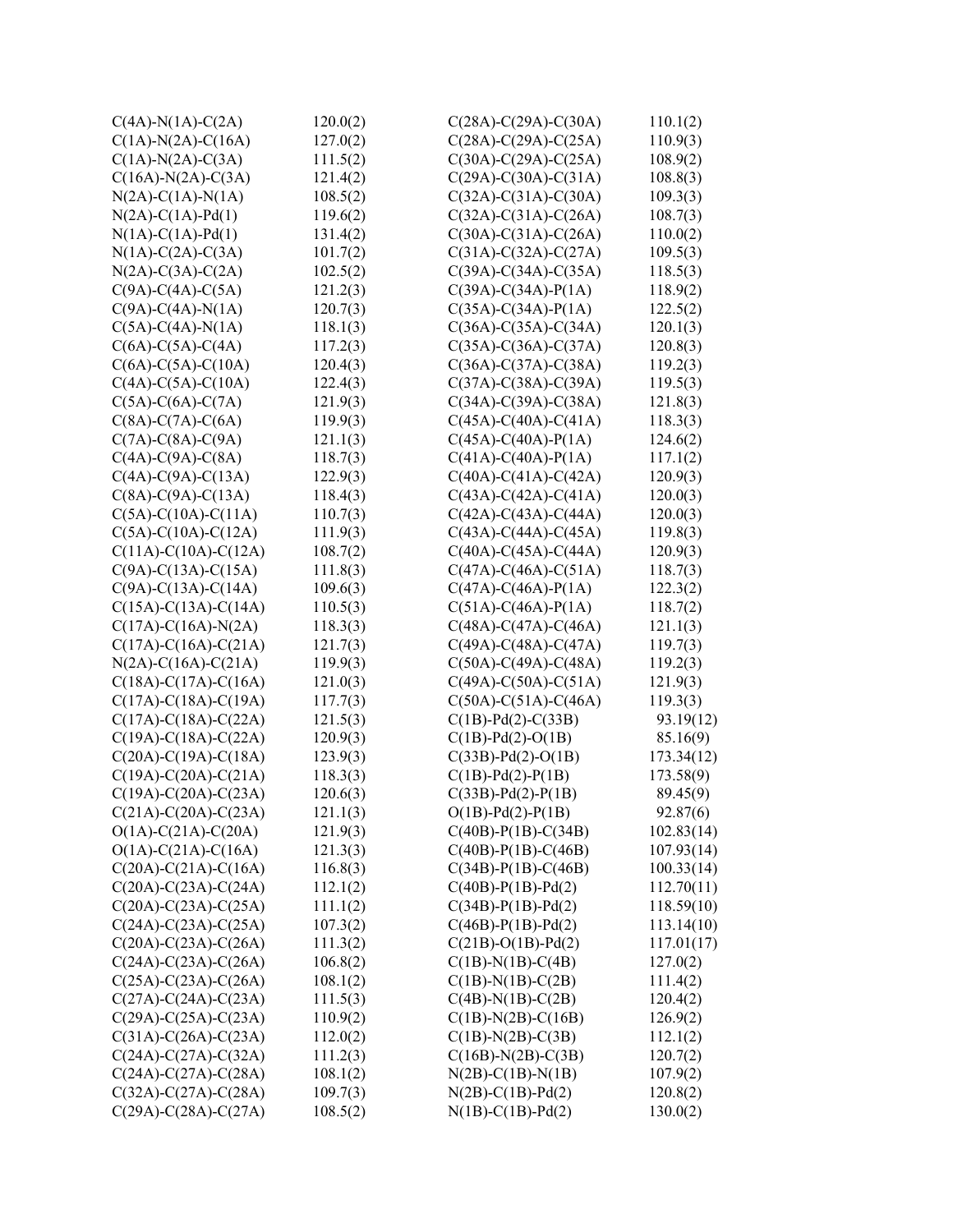| | |
|---|---|
| C(4A)-N(1A)-C(2A) | 120.0(2) |
| C(1A)-N(2A)-C(16A) | 127.0(2) |
| C(1A)-N(2A)-C(3A) | 111.5(2) |
| C(16A)-N(2A)-C(3A) | 121.4(2) |
| N(2A)-C(1A)-N(1A) | 108.5(2) |
| N(2A)-C(1A)-Pd(1) | 119.6(2) |
| N(1A)-C(1A)-Pd(1) | 131.4(2) |
| N(1A)-C(2A)-C(3A) | 101.7(2) |
| N(2A)-C(3A)-C(2A) | 102.5(2) |
| C(9A)-C(4A)-C(5A) | 121.2(3) |
| C(9A)-C(4A)-N(1A) | 120.7(3) |
| C(5A)-C(4A)-N(1A) | 118.1(3) |
| C(6A)-C(5A)-C(4A) | 117.2(3) |
| C(6A)-C(5A)-C(10A) | 120.4(3) |
| C(4A)-C(5A)-C(10A) | 122.4(3) |
| C(5A)-C(6A)-C(7A) | 121.9(3) |
| C(8A)-C(7A)-C(6A) | 119.9(3) |
| C(7A)-C(8A)-C(9A) | 121.1(3) |
| C(4A)-C(9A)-C(8A) | 118.7(3) |
| C(4A)-C(9A)-C(13A) | 122.9(3) |
| C(8A)-C(9A)-C(13A) | 118.4(3) |
| C(5A)-C(10A)-C(11A) | 110.7(3) |
| C(5A)-C(10A)-C(12A) | 111.9(3) |
| C(11A)-C(10A)-C(12A) | 108.7(2) |
| C(9A)-C(13A)-C(15A) | 111.8(3) |
| C(9A)-C(13A)-C(14A) | 109.6(3) |
| C(15A)-C(13A)-C(14A) | 110.5(3) |
| C(17A)-C(16A)-N(2A) | 118.3(3) |
| C(17A)-C(16A)-C(21A) | 121.7(3) |
| N(2A)-C(16A)-C(21A) | 119.9(3) |
| C(18A)-C(17A)-C(16A) | 121.0(3) |
| C(17A)-C(18A)-C(19A) | 117.7(3) |
| C(17A)-C(18A)-C(22A) | 121.5(3) |
| C(19A)-C(18A)-C(22A) | 120.9(3) |
| C(20A)-C(19A)-C(18A) | 123.9(3) |
| C(19A)-C(20A)-C(21A) | 118.3(3) |
| C(19A)-C(20A)-C(23A) | 120.6(3) |
| C(21A)-C(20A)-C(23A) | 121.1(3) |
| O(1A)-C(21A)-C(20A) | 121.9(3) |
| O(1A)-C(21A)-C(16A) | 121.3(3) |
| C(20A)-C(21A)-C(16A) | 116.8(3) |
| C(20A)-C(23A)-C(24A) | 112.1(2) |
| C(20A)-C(23A)-C(25A) | 111.1(2) |
| C(24A)-C(23A)-C(25A) | 107.3(2) |
| C(20A)-C(23A)-C(26A) | 111.3(2) |
| C(24A)-C(23A)-C(26A) | 106.8(2) |
| C(25A)-C(23A)-C(26A) | 108.1(2) |
| C(27A)-C(24A)-C(23A) | 111.5(3) |
| C(29A)-C(25A)-C(23A) | 110.9(2) |
| C(31A)-C(26A)-C(23A) | 112.0(2) |
| C(24A)-C(27A)-C(32A) | 111.2(3) |
| C(24A)-C(27A)-C(28A) | 108.1(2) |
| C(32A)-C(27A)-C(28A) | 109.7(3) |
| C(29A)-C(28A)-C(27A) | 108.5(2) |
| C(28A)-C(29A)-C(30A) | 110.1(2) |
| C(28A)-C(29A)-C(25A) | 110.9(3) |
| C(30A)-C(29A)-C(25A) | 108.9(2) |
| C(29A)-C(30A)-C(31A) | 108.8(3) |
| C(32A)-C(31A)-C(30A) | 109.3(3) |
| C(32A)-C(31A)-C(26A) | 108.7(3) |
| C(30A)-C(31A)-C(26A) | 110.0(2) |
| C(31A)-C(32A)-C(27A) | 109.5(3) |
| C(39A)-C(34A)-C(35A) | 118.5(3) |
| C(39A)-C(34A)-P(1A) | 118.9(2) |
| C(35A)-C(34A)-P(1A) | 122.5(2) |
| C(36A)-C(35A)-C(34A) | 120.1(3) |
| C(35A)-C(36A)-C(37A) | 120.8(3) |
| C(36A)-C(37A)-C(38A) | 119.2(3) |
| C(37A)-C(38A)-C(39A) | 119.5(3) |
| C(34A)-C(39A)-C(38A) | 121.8(3) |
| C(45A)-C(40A)-C(41A) | 118.3(3) |
| C(45A)-C(40A)-P(1A) | 124.6(2) |
| C(41A)-C(40A)-P(1A) | 117.1(2) |
| C(40A)-C(41A)-C(42A) | 120.9(3) |
| C(43A)-C(42A)-C(41A) | 120.0(3) |
| C(42A)-C(43A)-C(44A) | 120.0(3) |
| C(43A)-C(44A)-C(45A) | 119.8(3) |
| C(40A)-C(45A)-C(44A) | 120.9(3) |
| C(47A)-C(46A)-C(51A) | 118.7(3) |
| C(47A)-C(46A)-P(1A) | 122.3(2) |
| C(51A)-C(46A)-P(1A) | 118.7(2) |
| C(48A)-C(47A)-C(46A) | 121.1(3) |
| C(49A)-C(48A)-C(47A) | 119.7(3) |
| C(50A)-C(49A)-C(48A) | 119.2(3) |
| C(49A)-C(50A)-C(51A) | 121.9(3) |
| C(50A)-C(51A)-C(46A) | 119.3(3) |
| C(1B)-Pd(2)-C(33B) | 93.19(12) |
| C(1B)-Pd(2)-O(1B) | 85.16(9) |
| C(33B)-Pd(2)-O(1B) | 173.34(12) |
| C(1B)-Pd(2)-P(1B) | 173.58(9) |
| C(33B)-Pd(2)-P(1B) | 89.45(9) |
| O(1B)-Pd(2)-P(1B) | 92.87(6) |
| C(40B)-P(1B)-C(34B) | 102.83(14) |
| C(40B)-P(1B)-C(46B) | 107.93(14) |
| C(34B)-P(1B)-C(46B) | 100.33(14) |
| C(40B)-P(1B)-Pd(2) | 112.70(11) |
| C(34B)-P(1B)-Pd(2) | 118.59(10) |
| C(46B)-P(1B)-Pd(2) | 113.14(10) |
| C(21B)-O(1B)-Pd(2) | 117.01(17) |
| C(1B)-N(1B)-C(4B) | 127.0(2) |
| C(1B)-N(1B)-C(2B) | 111.4(2) |
| C(4B)-N(1B)-C(2B) | 120.4(2) |
| C(1B)-N(2B)-C(16B) | 126.9(2) |
| C(1B)-N(2B)-C(3B) | 112.1(2) |
| C(16B)-N(2B)-C(3B) | 120.7(2) |
| N(2B)-C(1B)-N(1B) | 107.9(2) |
| N(2B)-C(1B)-Pd(2) | 120.8(2) |
| N(1B)-C(1B)-Pd(2) | 130.0(2) |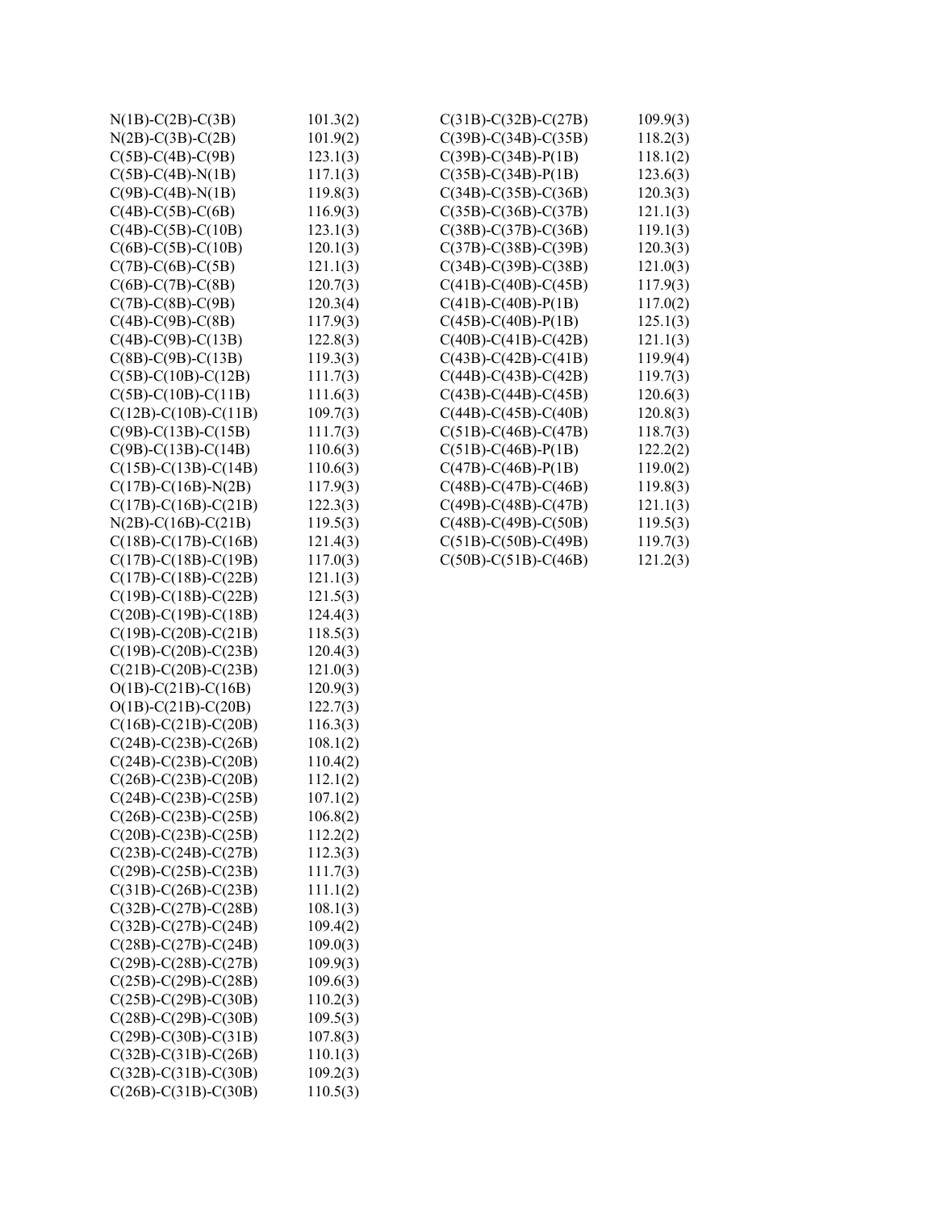| | |
|---|---|
| N(1B)-C(2B)-C(3B) | 101.3(2) |
| N(2B)-C(3B)-C(2B) | 101.9(2) |
| C(5B)-C(4B)-C(9B) | 123.1(3) |
| C(5B)-C(4B)-N(1B) | 117.1(3) |
| C(9B)-C(4B)-N(1B) | 119.8(3) |
| C(4B)-C(5B)-C(6B) | 116.9(3) |
| C(4B)-C(5B)-C(10B) | 123.1(3) |
| C(6B)-C(5B)-C(10B) | 120.1(3) |
| C(7B)-C(6B)-C(5B) | 121.1(3) |
| C(6B)-C(7B)-C(8B) | 120.7(3) |
| C(7B)-C(8B)-C(9B) | 120.3(4) |
| C(4B)-C(9B)-C(8B) | 117.9(3) |
| C(4B)-C(9B)-C(13B) | 122.8(3) |
| C(8B)-C(9B)-C(13B) | 119.3(3) |
| C(5B)-C(10B)-C(12B) | 111.7(3) |
| C(5B)-C(10B)-C(11B) | 111.6(3) |
| C(12B)-C(10B)-C(11B) | 109.7(3) |
| C(9B)-C(13B)-C(15B) | 111.7(3) |
| C(9B)-C(13B)-C(14B) | 110.6(3) |
| C(15B)-C(13B)-C(14B) | 110.6(3) |
| C(17B)-C(16B)-N(2B) | 117.9(3) |
| C(17B)-C(16B)-C(21B) | 122.3(3) |
| N(2B)-C(16B)-C(21B) | 119.5(3) |
| C(18B)-C(17B)-C(16B) | 121.4(3) |
| C(17B)-C(18B)-C(19B) | 117.0(3) |
| C(17B)-C(18B)-C(22B) | 121.1(3) |
| C(19B)-C(18B)-C(22B) | 121.5(3) |
| C(20B)-C(19B)-C(18B) | 124.4(3) |
| C(19B)-C(20B)-C(21B) | 118.5(3) |
| C(19B)-C(20B)-C(23B) | 120.4(3) |
| C(21B)-C(20B)-C(23B) | 121.0(3) |
| O(1B)-C(21B)-C(16B) | 120.9(3) |
| O(1B)-C(21B)-C(20B) | 122.7(3) |
| C(16B)-C(21B)-C(20B) | 116.3(3) |
| C(24B)-C(23B)-C(26B) | 108.1(2) |
| C(24B)-C(23B)-C(20B) | 110.4(2) |
| C(26B)-C(23B)-C(20B) | 112.1(2) |
| C(24B)-C(23B)-C(25B) | 107.1(2) |
| C(26B)-C(23B)-C(25B) | 106.8(2) |
| C(20B)-C(23B)-C(25B) | 112.2(2) |
| C(23B)-C(24B)-C(27B) | 112.3(3) |
| C(29B)-C(25B)-C(23B) | 111.7(3) |
| C(31B)-C(26B)-C(23B) | 111.1(2) |
| C(32B)-C(27B)-C(28B) | 108.1(3) |
| C(32B)-C(27B)-C(24B) | 109.4(2) |
| C(28B)-C(27B)-C(24B) | 109.0(3) |
| C(29B)-C(28B)-C(27B) | 109.9(3) |
| C(25B)-C(29B)-C(28B) | 109.6(3) |
| C(25B)-C(29B)-C(30B) | 110.2(3) |
| C(28B)-C(29B)-C(30B) | 109.5(3) |
| C(29B)-C(30B)-C(31B) | 107.8(3) |
| C(32B)-C(31B)-C(26B) | 110.1(3) |
| C(32B)-C(31B)-C(30B) | 109.2(3) |
| C(26B)-C(31B)-C(30B) | 110.5(3) |
| C(31B)-C(32B)-C(27B) | 109.9(3) |
| C(39B)-C(34B)-C(35B) | 118.2(3) |
| C(39B)-C(34B)-P(1B) | 118.1(2) |
| C(35B)-C(34B)-P(1B) | 123.6(3) |
| C(34B)-C(35B)-C(36B) | 120.3(3) |
| C(35B)-C(36B)-C(37B) | 121.1(3) |
| C(38B)-C(37B)-C(36B) | 119.1(3) |
| C(37B)-C(38B)-C(39B) | 120.3(3) |
| C(34B)-C(39B)-C(38B) | 121.0(3) |
| C(41B)-C(40B)-C(45B) | 117.9(3) |
| C(41B)-C(40B)-P(1B) | 117.0(2) |
| C(45B)-C(40B)-P(1B) | 125.1(3) |
| C(40B)-C(41B)-C(42B) | 121.1(3) |
| C(43B)-C(42B)-C(41B) | 119.9(4) |
| C(44B)-C(43B)-C(42B) | 119.7(3) |
| C(43B)-C(44B)-C(45B) | 120.6(3) |
| C(44B)-C(45B)-C(40B) | 120.8(3) |
| C(51B)-C(46B)-C(47B) | 118.7(3) |
| C(51B)-C(46B)-P(1B) | 122.2(2) |
| C(47B)-C(46B)-P(1B) | 119.0(2) |
| C(48B)-C(47B)-C(46B) | 119.8(3) |
| C(49B)-C(48B)-C(47B) | 121.1(3) |
| C(48B)-C(49B)-C(50B) | 119.5(3) |
| C(51B)-C(50B)-C(49B) | 119.7(3) |
| C(50B)-C(51B)-C(46B) | 121.2(3) |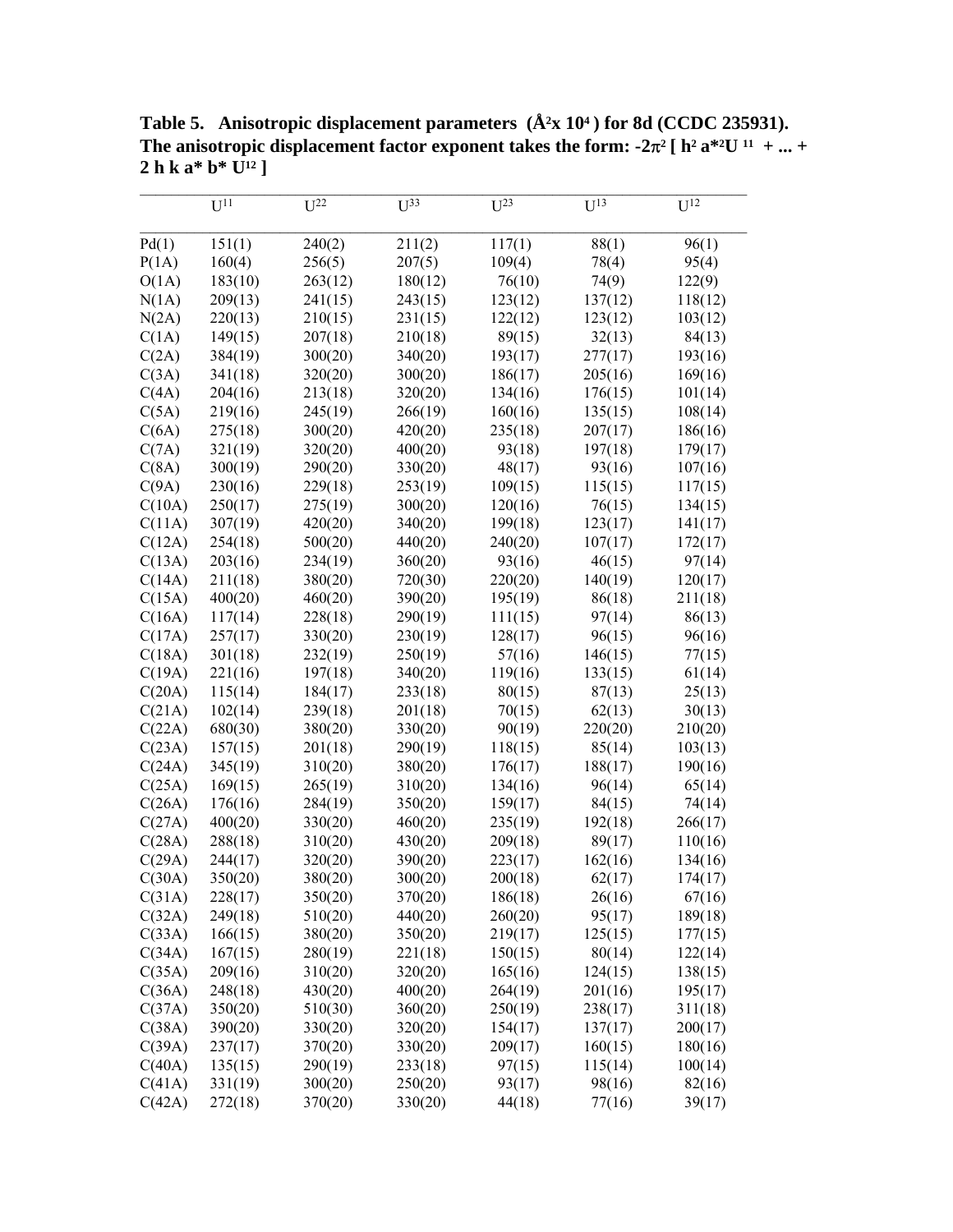**Table 5. Anisotropic displacement parameters (Å$^2$x 10$^4$) for 8d (CCDC 235931). The anisotropic displacement factor exponent takes the form: $-2\pi^2$ [ $h^2 a^{*2}U^{11}$ + ... + $2 h k a^* b^* U^{12}$ ]**

| | $U^{11}$ | $U^{22}$ | $U^{33}$ | $U^{23}$ | $U^{13}$ | $U^{12}$ |
|---|---|---|---|---|---|---|
| Pd(1) | 151(1) | 240(2) | 211(2) | 117(1) | 88(1) | 96(1) |
| P(1A) | 160(4) | 256(5) | 207(5) | 109(4) | 78(4) | 95(4) |
| O(1A) | 183(10) | 263(12) | 180(12) | 76(10) | 74(9) | 122(9) |
| N(1A) | 209(13) | 241(15) | 243(15) | 123(12) | 137(12) | 118(12) |
| N(2A) | 220(13) | 210(15) | 231(15) | 122(12) | 123(12) | 103(12) |
| C(1A) | 149(15) | 207(18) | 210(18) | 89(15) | 32(13) | 84(13) |
| C(2A) | 384(19) | 300(20) | 340(20) | 193(17) | 277(17) | 193(16) |
| C(3A) | 341(18) | 320(20) | 300(20) | 186(17) | 205(16) | 169(16) |
| C(4A) | 204(16) | 213(18) | 320(20) | 134(16) | 176(15) | 101(14) |
| C(5A) | 219(16) | 245(19) | 266(19) | 160(16) | 135(15) | 108(14) |
| C(6A) | 275(18) | 300(20) | 420(20) | 235(18) | 207(17) | 186(16) |
| C(7A) | 321(19) | 320(20) | 400(20) | 93(18) | 197(18) | 179(17) |
| C(8A) | 300(19) | 290(20) | 330(20) | 48(17) | 93(16) | 107(16) |
| C(9A) | 230(16) | 229(18) | 253(19) | 109(15) | 115(15) | 117(15) |
| C(10A) | 250(17) | 275(19) | 300(20) | 120(16) | 76(15) | 134(15) |
| C(11A) | 307(19) | 420(20) | 340(20) | 199(18) | 123(17) | 141(17) |
| C(12A) | 254(18) | 500(20) | 440(20) | 240(20) | 107(17) | 172(17) |
| C(13A) | 203(16) | 234(19) | 360(20) | 93(16) | 46(15) | 97(14) |
| C(14A) | 211(18) | 380(20) | 720(30) | 220(20) | 140(19) | 120(17) |
| C(15A) | 400(20) | 460(20) | 390(20) | 195(19) | 86(18) | 211(18) |
| C(16A) | 117(14) | 228(18) | 290(19) | 111(15) | 97(14) | 86(13) |
| C(17A) | 257(17) | 330(20) | 230(19) | 128(17) | 96(15) | 96(16) |
| C(18A) | 301(18) | 232(19) | 250(19) | 57(16) | 146(15) | 77(15) |
| C(19A) | 221(16) | 197(18) | 340(20) | 119(16) | 133(15) | 61(14) |
| C(20A) | 115(14) | 184(17) | 233(18) | 80(15) | 87(13) | 25(13) |
| C(21A) | 102(14) | 239(18) | 201(18) | 70(15) | 62(13) | 30(13) |
| C(22A) | 680(30) | 380(20) | 330(20) | 90(19) | 220(20) | 210(20) |
| C(23A) | 157(15) | 201(18) | 290(19) | 118(15) | 85(14) | 103(13) |
| C(24A) | 345(19) | 310(20) | 380(20) | 176(17) | 188(17) | 190(16) |
| C(25A) | 169(15) | 265(19) | 310(20) | 134(16) | 96(14) | 65(14) |
| C(26A) | 176(16) | 284(19) | 350(20) | 159(17) | 84(15) | 74(14) |
| C(27A) | 400(20) | 330(20) | 460(20) | 235(19) | 192(18) | 266(17) |
| C(28A) | 288(18) | 310(20) | 430(20) | 209(18) | 89(17) | 110(16) |
| C(29A) | 244(17) | 320(20) | 390(20) | 223(17) | 162(16) | 134(16) |
| C(30A) | 350(20) | 380(20) | 300(20) | 200(18) | 62(17) | 174(17) |
| C(31A) | 228(17) | 350(20) | 370(20) | 186(18) | 26(16) | 67(16) |
| C(32A) | 249(18) | 510(20) | 440(20) | 260(20) | 95(17) | 189(18) |
| C(33A) | 166(15) | 380(20) | 350(20) | 219(17) | 125(15) | 177(15) |
| C(34A) | 167(15) | 280(19) | 221(18) | 150(15) | 80(14) | 122(14) |
| C(35A) | 209(16) | 310(20) | 320(20) | 165(16) | 124(15) | 138(15) |
| C(36A) | 248(18) | 430(20) | 400(20) | 264(19) | 201(16) | 195(17) |
| C(37A) | 350(20) | 510(30) | 360(20) | 250(19) | 238(17) | 311(18) |
| C(38A) | 390(20) | 330(20) | 320(20) | 154(17) | 137(17) | 200(17) |
| C(39A) | 237(17) | 370(20) | 330(20) | 209(17) | 160(15) | 180(16) |
| C(40A) | 135(15) | 290(19) | 233(18) | 97(15) | 115(14) | 100(14) |
| C(41A) | 331(19) | 300(20) | 250(20) | 93(17) | 98(16) | 82(16) |
| C(42A) | 272(18) | 370(20) | 330(20) | 44(18) | 77(16) | 39(17) |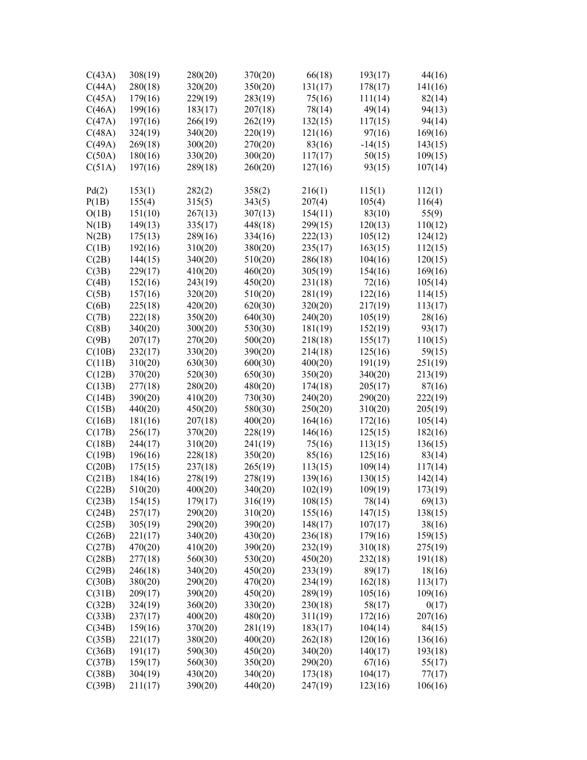| | | | | | | |
|---|---|---|---|---|---|---|
| C(43A) | 308(19) | 280(20) | 370(20) | 66(18) | 193(17) | 44(16) |
| C(44A) | 280(18) | 320(20) | 350(20) | 131(17) | 178(17) | 141(16) |
| C(45A) | 179(16) | 229(19) | 283(19) | 75(16) | 111(14) | 82(14) |
| C(46A) | 199(16) | 183(17) | 207(18) | 78(14) | 49(14) | 94(13) |
| C(47A) | 197(16) | 266(19) | 262(19) | 132(15) | 117(15) | 94(14) |
| C(48A) | 324(19) | 340(20) | 220(19) | 121(16) | 97(16) | 169(16) |
| C(49A) | 269(18) | 300(20) | 270(20) | 83(16) | -14(15) | 143(15) |
| C(50A) | 180(16) | 330(20) | 300(20) | 117(17) | 50(15) | 109(15) |
| C(51A) | 197(16) | 289(18) | 260(20) | 127(16) | 93(15) | 107(14) |
| | | | | | | |
| Pd(2) | 153(1) | 282(2) | 358(2) | 216(1) | 115(1) | 112(1) |
| P(1B) | 155(4) | 315(5) | 343(5) | 207(4) | 105(4) | 116(4) |
| O(1B) | 151(10) | 267(13) | 307(13) | 154(11) | 83(10) | 55(9) |
| N(1B) | 149(13) | 335(17) | 448(18) | 299(15) | 120(13) | 110(12) |
| N(2B) | 175(13) | 289(16) | 334(16) | 222(13) | 105(12) | 124(12) |
| C(1B) | 192(16) | 310(20) | 380(20) | 235(17) | 163(15) | 112(15) |
| C(2B) | 144(15) | 340(20) | 510(20) | 286(18) | 104(16) | 120(15) |
| C(3B) | 229(17) | 410(20) | 460(20) | 305(19) | 154(16) | 169(16) |
| C(4B) | 152(16) | 243(19) | 450(20) | 231(18) | 72(16) | 105(14) |
| C(5B) | 157(16) | 320(20) | 510(20) | 281(19) | 122(16) | 114(15) |
| C(6B) | 225(18) | 420(20) | 620(30) | 320(20) | 217(19) | 113(17) |
| C(7B) | 222(18) | 350(20) | 640(30) | 240(20) | 105(19) | 28(16) |
| C(8B) | 340(20) | 300(20) | 530(30) | 181(19) | 152(19) | 93(17) |
| C(9B) | 207(17) | 270(20) | 500(20) | 218(18) | 155(17) | 110(15) |
| C(10B) | 232(17) | 330(20) | 390(20) | 214(18) | 125(16) | 59(15) |
| C(11B) | 310(20) | 630(30) | 600(30) | 400(20) | 191(19) | 251(19) |
| C(12B) | 370(20) | 520(30) | 650(30) | 350(20) | 340(20) | 213(19) |
| C(13B) | 277(18) | 280(20) | 480(20) | 174(18) | 205(17) | 87(16) |
| C(14B) | 390(20) | 410(20) | 730(30) | 240(20) | 290(20) | 222(19) |
| C(15B) | 440(20) | 450(20) | 580(30) | 250(20) | 310(20) | 205(19) |
| C(16B) | 181(16) | 207(18) | 400(20) | 164(16) | 172(16) | 105(14) |
| C(17B) | 256(17) | 370(20) | 228(19) | 146(16) | 125(15) | 182(16) |
| C(18B) | 244(17) | 310(20) | 241(19) | 75(16) | 113(15) | 136(15) |
| C(19B) | 196(16) | 228(18) | 350(20) | 85(16) | 125(16) | 83(14) |
| C(20B) | 175(15) | 237(18) | 265(19) | 113(15) | 109(14) | 117(14) |
| C(21B) | 184(16) | 278(19) | 278(19) | 139(16) | 130(15) | 142(14) |
| C(22B) | 510(20) | 400(20) | 340(20) | 102(19) | 109(19) | 173(19) |
| C(23B) | 154(15) | 179(17) | 316(19) | 108(15) | 78(14) | 69(13) |
| C(24B) | 257(17) | 290(20) | 310(20) | 155(16) | 147(15) | 138(15) |
| C(25B) | 305(19) | 290(20) | 390(20) | 148(17) | 107(17) | 38(16) |
| C(26B) | 221(17) | 340(20) | 430(20) | 236(18) | 179(16) | 159(15) |
| C(27B) | 470(20) | 410(20) | 390(20) | 232(19) | 310(18) | 275(19) |
| C(28B) | 277(18) | 560(30) | 530(20) | 450(20) | 232(18) | 191(18) |
| C(29B) | 246(18) | 340(20) | 450(20) | 233(19) | 89(17) | 18(16) |
| C(30B) | 380(20) | 290(20) | 470(20) | 234(19) | 162(18) | 113(17) |
| C(31B) | 209(17) | 390(20) | 450(20) | 289(19) | 105(16) | 109(16) |
| C(32B) | 324(19) | 360(20) | 330(20) | 230(18) | 58(17) | 0(17) |
| C(33B) | 237(17) | 400(20) | 480(20) | 311(19) | 172(16) | 207(16) |
| C(34B) | 159(16) | 370(20) | 281(19) | 183(17) | 104(14) | 84(15) |
| C(35B) | 221(17) | 380(20) | 400(20) | 262(18) | 120(16) | 136(16) |
| C(36B) | 191(17) | 590(30) | 450(20) | 340(20) | 140(17) | 193(18) |
| C(37B) | 159(17) | 560(30) | 350(20) | 290(20) | 67(16) | 55(17) |
| C(38B) | 304(19) | 430(20) | 340(20) | 173(18) | 104(17) | 77(17) |
| C(39B) | 211(17) | 390(20) | 440(20) | 247(19) | 123(16) | 106(16) |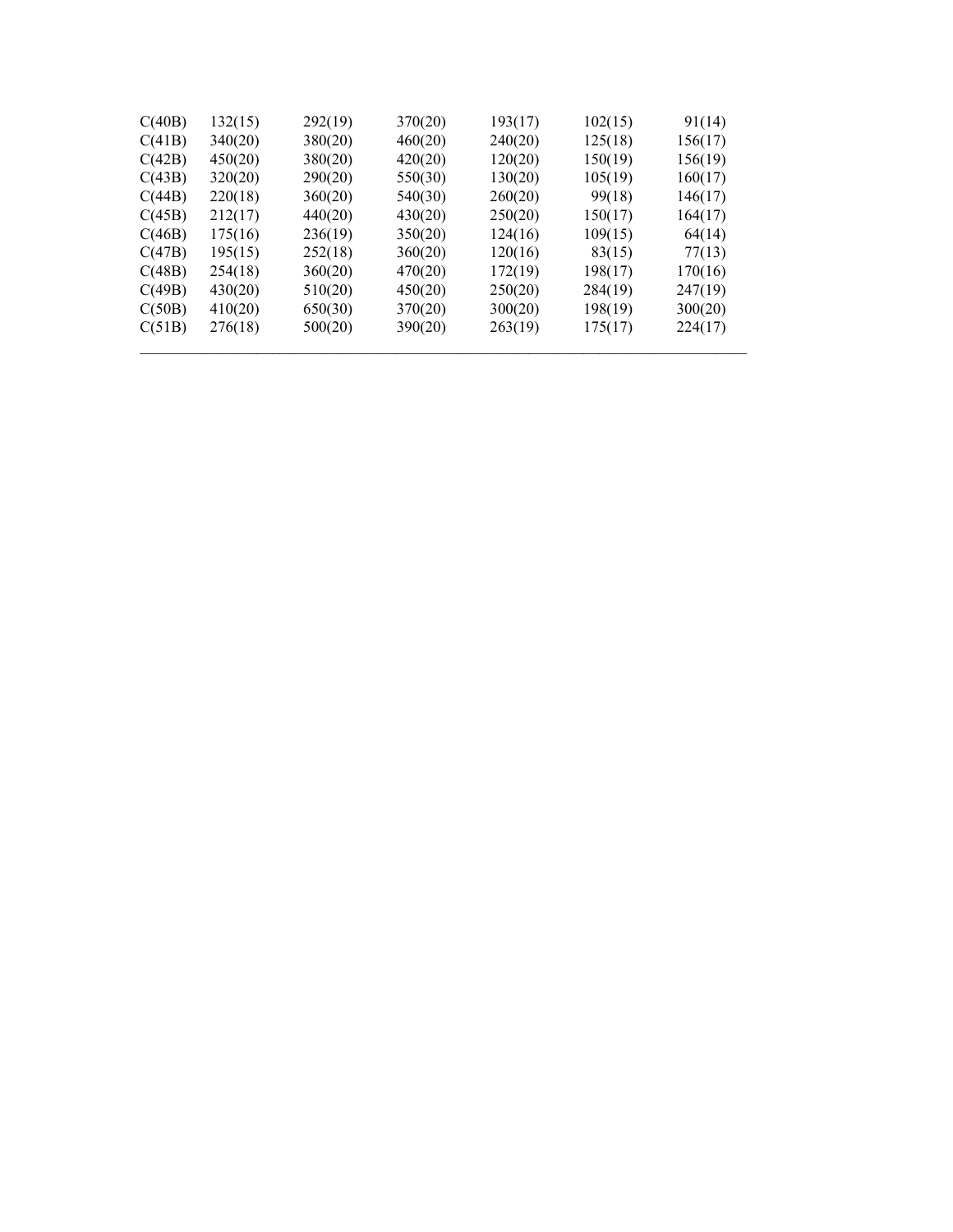| | | | | | | |
|---|---|---|---|---|---|---|
| C(40B) | 132(15) | 292(19) | 370(20) | 193(17) | 102(15) | 91(14) |
| C(41B) | 340(20) | 380(20) | 460(20) | 240(20) | 125(18) | 156(17) |
| C(42B) | 450(20) | 380(20) | 420(20) | 120(20) | 150(19) | 156(19) |
| C(43B) | 320(20) | 290(20) | 550(30) | 130(20) | 105(19) | 160(17) |
| C(44B) | 220(18) | 360(20) | 540(30) | 260(20) | 99(18) | 146(17) |
| C(45B) | 212(17) | 440(20) | 430(20) | 250(20) | 150(17) | 164(17) |
| C(46B) | 175(16) | 236(19) | 350(20) | 124(16) | 109(15) | 64(14) |
| C(47B) | 195(15) | 252(18) | 360(20) | 120(16) | 83(15) | 77(13) |
| C(48B) | 254(18) | 360(20) | 470(20) | 172(19) | 198(17) | 170(16) |
| C(49B) | 430(20) | 510(20) | 450(20) | 250(20) | 284(19) | 247(19) |
| C(50B) | 410(20) | 650(30) | 370(20) | 300(20) | 198(19) | 300(20) |
| C(51B) | 276(18) | 500(20) | 390(20) | 263(19) | 175(17) | 224(17) |